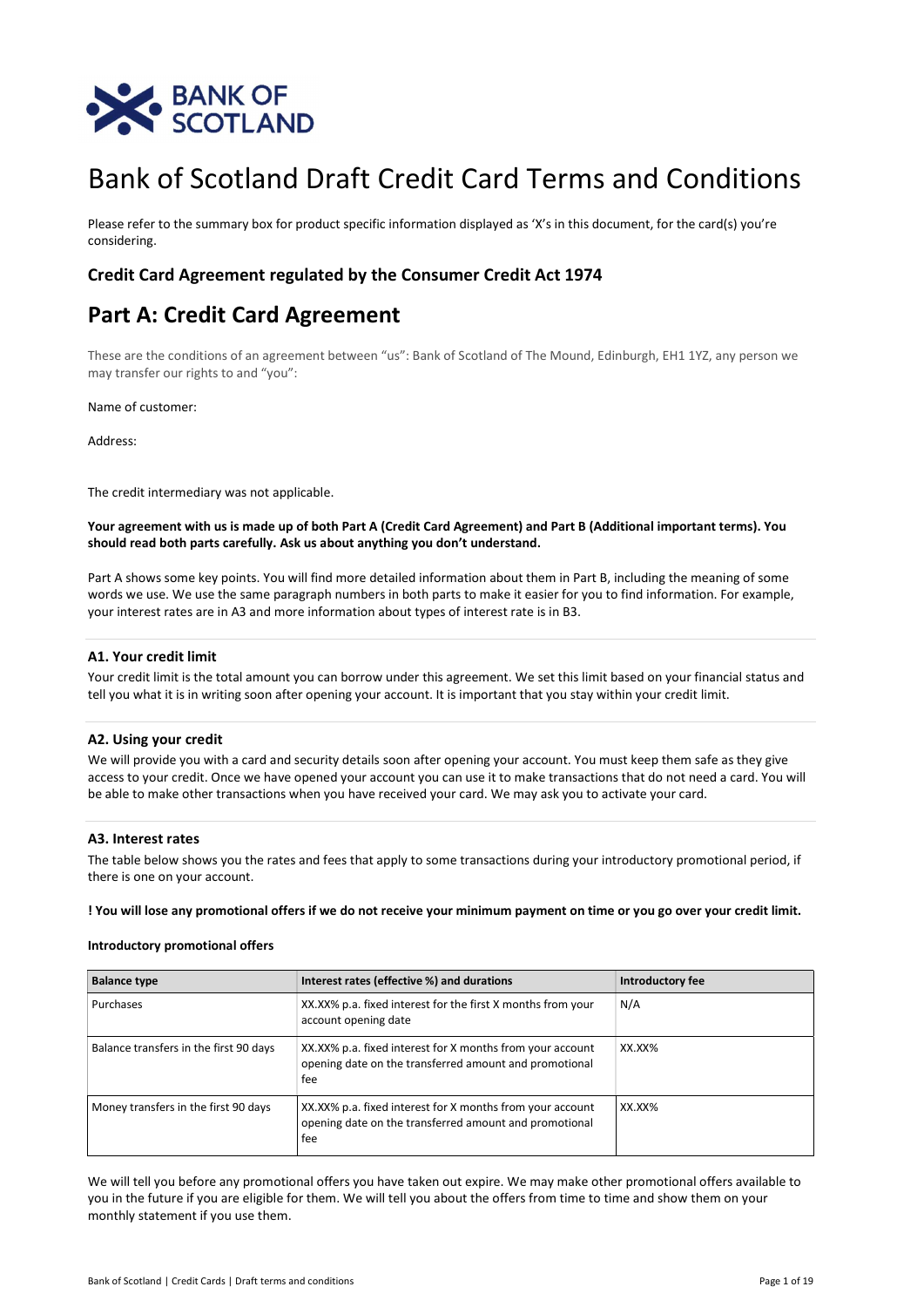# Bank of Scotland Draft Credit Card Terms and Conditions

Please refer to the summary box for product specific information displayed as 'X's in this document, for the card(s) you're considering.

## Credit Card Agreement regulated by the Consumer Credit Act 1974

## Part A: Credit Card Agreement

These are the conditions of an agreement between "us": Bank of Scotland of The Mound, Edinburgh, EH1 1YZ, any person we may transfer our rights to and "you":

Name of customer:

Address:

The credit intermediary was not applicable.

**Your agreement with us is made up of both Part A (Credit Card Agreement) and Part B (Additional important terms). You should read both parts carefully. Ask us about anything you don't understand.**

Part A shows some key points. You will find more detailed information about them in Part B, including the meaning of some words we use. We use the same paragraph numbers in both parts to make it easier for you to find information. For example, your interest rates are in A3 and more information about types of interest rate is in B3.

### A1. Your credit limit

Your credit limit is the total amount you can borrow under this agreement. We set this limit based on your financial status and tell you what it is in writing soon after opening your account. It is important that you stay within your credit limit.

### A2. Using your credit

We will provide you with a card and security details soon after opening your account. You must keep them safe as they give access to your credit. Once we have opened your account you can use it to make transactions that do not need a card. You will be able to make other transactions when you have received your card. We may ask you to activate your card.

### A3. Interest rates

The table below shows you the rates and fees that apply to some transactions during your introductory promotional period, if there is one on your account.

**! You will lose any promotional offers if we do not receive your minimum payment on time or you go over your credit limit.**

**Introductory promotional offers**

| Balance type | Interest rates (effective %) and durations | Introductory fee |
|---|---|---|
| Purchases | XX.XX% p.a. fixed interest for the first X months from your account opening date | N/A |
| Balance transfers in the first 90 days | XX.XX% p.a. fixed interest for X months from your account opening date on the transferred amount and promotional fee | XX.XX% |
| Money transfers in the first 90 days | XX.XX% p.a. fixed interest for X months from your account opening date on the transferred amount and promotional fee | XX.XX% |

We will tell you before any promotional offers you have taken out expire. We may make other promotional offers available to you in the future if you are eligible for them. We will tell you about the offers from time to time and show them on your monthly statement if you use them.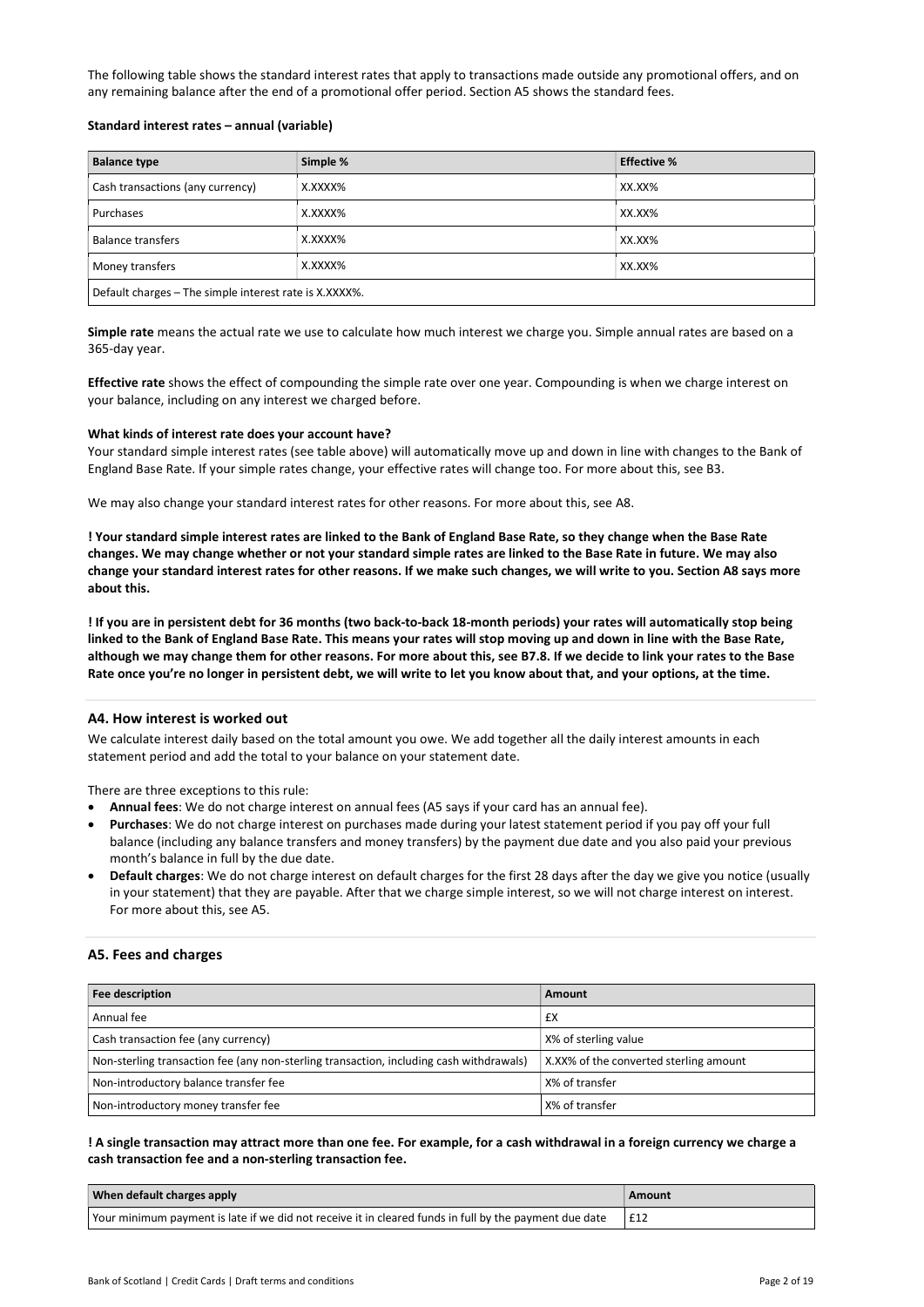The following table shows the standard interest rates that apply to transactions made outside any promotional offers, and on any remaining balance after the end of a promotional offer period. Section A5 shows the standard fees.

**Standard interest rates – annual (variable)**

| Balance type | Simple % | Effective % |
|---|---|---|
| Cash transactions (any currency) | X.XXXX% | XX.XX% |
| Purchases | X.XXXX% | XX.XX% |
| Balance transfers | X.XXXX% | XX.XX% |
| Money transfers | X.XXXX% | XX.XX% |
| Default charges – The simple interest rate is X.XXXX%. | | |

**Simple rate** means the actual rate we use to calculate how much interest we charge you. Simple annual rates are based on a 365-day year.

**Effective rate** shows the effect of compounding the simple rate over one year. Compounding is when we charge interest on your balance, including on any interest we charged before.

**What kinds of interest rate does your account have?**
Your standard simple interest rates (see table above) will automatically move up and down in line with changes to the Bank of England Base Rate. If your simple rates change, your effective rates will change too. For more about this, see B3.

We may also change your standard interest rates for other reasons. For more about this, see A8.

**! Your standard simple interest rates are linked to the Bank of England Base Rate, so they change when the Base Rate changes. We may change whether or not your standard simple rates are linked to the Base Rate in future. We may also change your standard interest rates for other reasons. If we make such changes, we will write to you. Section A8 says more about this.**

**! If you are in persistent debt for 36 months (two back-to-back 18-month periods) your rates will automatically stop being linked to the Bank of England Base Rate. This means your rates will stop moving up and down in line with the Base Rate, although we may change them for other reasons. For more about this, see B7.8. If we decide to link your rates to the Base Rate once you're no longer in persistent debt, we will write to let you know about that, and your options, at the time.**

### A4. How interest is worked out

We calculate interest daily based on the total amount you owe. We add together all the daily interest amounts in each statement period and add the total to your balance on your statement date.

There are three exceptions to this rule:

- **Annual fees**: We do not charge interest on annual fees (A5 says if your card has an annual fee).
- **Purchases**: We do not charge interest on purchases made during your latest statement period if you pay off your full balance (including any balance transfers and money transfers) by the payment due date and you also paid your previous month's balance in full by the due date.
- **Default charges**: We do not charge interest on default charges for the first 28 days after the day we give you notice (usually in your statement) that they are payable. After that we charge simple interest, so we will not charge interest on interest. For more about this, see A5.

### A5. Fees and charges

| Fee description | Amount |
|---|---|
| Annual fee | £X |
| Cash transaction fee (any currency) | X% of sterling value |
| Non-sterling transaction fee (any non-sterling transaction, including cash withdrawals) | X.XX% of the converted sterling amount |
| Non-introductory balance transfer fee | X% of transfer |
| Non-introductory money transfer fee | X% of transfer |

**! A single transaction may attract more than one fee. For example, for a cash withdrawal in a foreign currency we charge a cash transaction fee and a non-sterling transaction fee.**

| When default charges apply | Amount |
|---|---|
| Your minimum payment is late if we did not receive it in cleared funds in full by the payment due date | £12 |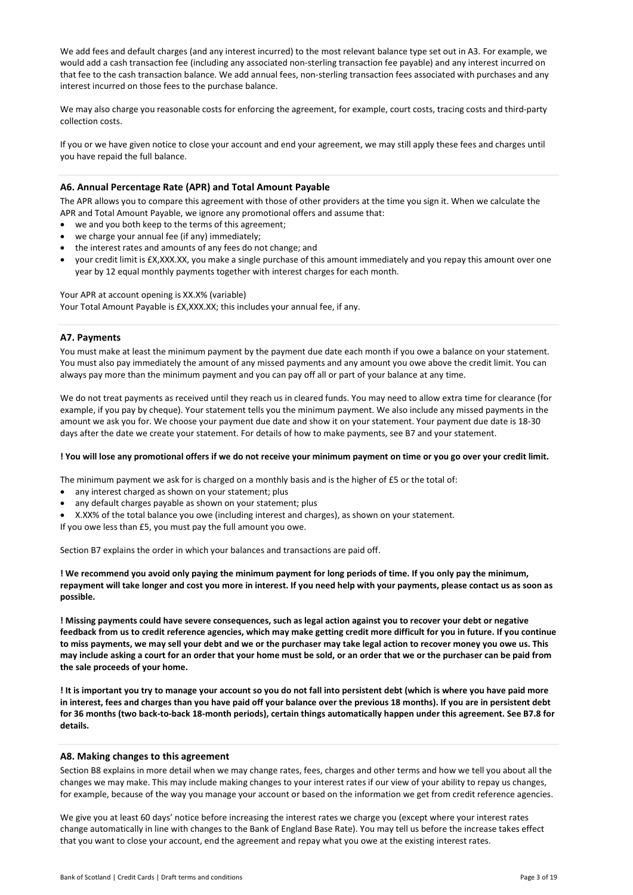We add fees and default charges (and any interest incurred) to the most relevant balance type set out in A3. For example, we would add a cash transaction fee (including any associated non-sterling transaction fee payable) and any interest incurred on that fee to the cash transaction balance. We add annual fees, non-sterling transaction fees associated with purchases and any interest incurred on those fees to the purchase balance.

We may also charge you reasonable costs for enforcing the agreement, for example, court costs, tracing costs and third-party collection costs.

If you or we have given notice to close your account and end your agreement, we may still apply these fees and charges until you have repaid the full balance.

### A6. Annual Percentage Rate (APR) and Total Amount Payable

The APR allows you to compare this agreement with those of other providers at the time you sign it. When we calculate the APR and Total Amount Payable, we ignore any promotional offers and assume that:

- we and you both keep to the terms of this agreement;
- we charge your annual fee (if any) immediately;
- the interest rates and amounts of any fees do not change; and
- your credit limit is £X,XXX.XX, you make a single purchase of this amount immediately and you repay this amount over one year by 12 equal monthly payments together with interest charges for each month.

Your APR at account opening is XX.X% (variable)
Your Total Amount Payable is £X,XXX.XX; this includes your annual fee, if any.

### A7. Payments

You must make at least the minimum payment by the payment due date each month if you owe a balance on your statement. You must also pay immediately the amount of any missed payments and any amount you owe above the credit limit. You can always pay more than the minimum payment and you can pay off all or part of your balance at any time.

We do not treat payments as received until they reach us in cleared funds. You may need to allow extra time for clearance (for example, if you pay by cheque). Your statement tells you the minimum payment. We also include any missed payments in the amount we ask you for. We choose your payment due date and show it on your statement. Your payment due date is 18-30 days after the date we create your statement. For details of how to make payments, see B7 and your statement.

**! You will lose any promotional offers if we do not receive your minimum payment on time or you go over your credit limit.**

The minimum payment we ask for is charged on a monthly basis and is the higher of £5 or the total of:

- any interest charged as shown on your statement; plus
- any default charges payable as shown on your statement; plus
- X.XX% of the total balance you owe (including interest and charges), as shown on your statement.

If you owe less than £5, you must pay the full amount you owe.

Section B7 explains the order in which your balances and transactions are paid off.

**! We recommend you avoid only paying the minimum payment for long periods of time. If you only pay the minimum, repayment will take longer and cost you more in interest. If you need help with your payments, please contact us as soon as possible.**

**! Missing payments could have severe consequences, such as legal action against you to recover your debt or negative feedback from us to credit reference agencies, which may make getting credit more difficult for you in future. If you continue to miss payments, we may sell your debt and we or the purchaser may take legal action to recover money you owe us. This may include asking a court for an order that your home must be sold, or an order that we or the purchaser can be paid from the sale proceeds of your home.**

**! It is important you try to manage your account so you do not fall into persistent debt (which is where you have paid more in interest, fees and charges than you have paid off your balance over the previous 18 months). If you are in persistent debt for 36 months (two back-to-back 18-month periods), certain things automatically happen under this agreement. See B7.8 for details.**

### A8. Making changes to this agreement

Section B8 explains in more detail when we may change rates, fees, charges and other terms and how we tell you about all the changes we may make. This may include making changes to your interest rates if our view of your ability to repay us changes, for example, because of the way you manage your account or based on the information we get from credit reference agencies.

We give you at least 60 days' notice before increasing the interest rates we charge you (except where your interest rates change automatically in line with changes to the Bank of England Base Rate). You may tell us before the increase takes effect that you want to close your account, end the agreement and repay what you owe at the existing interest rates.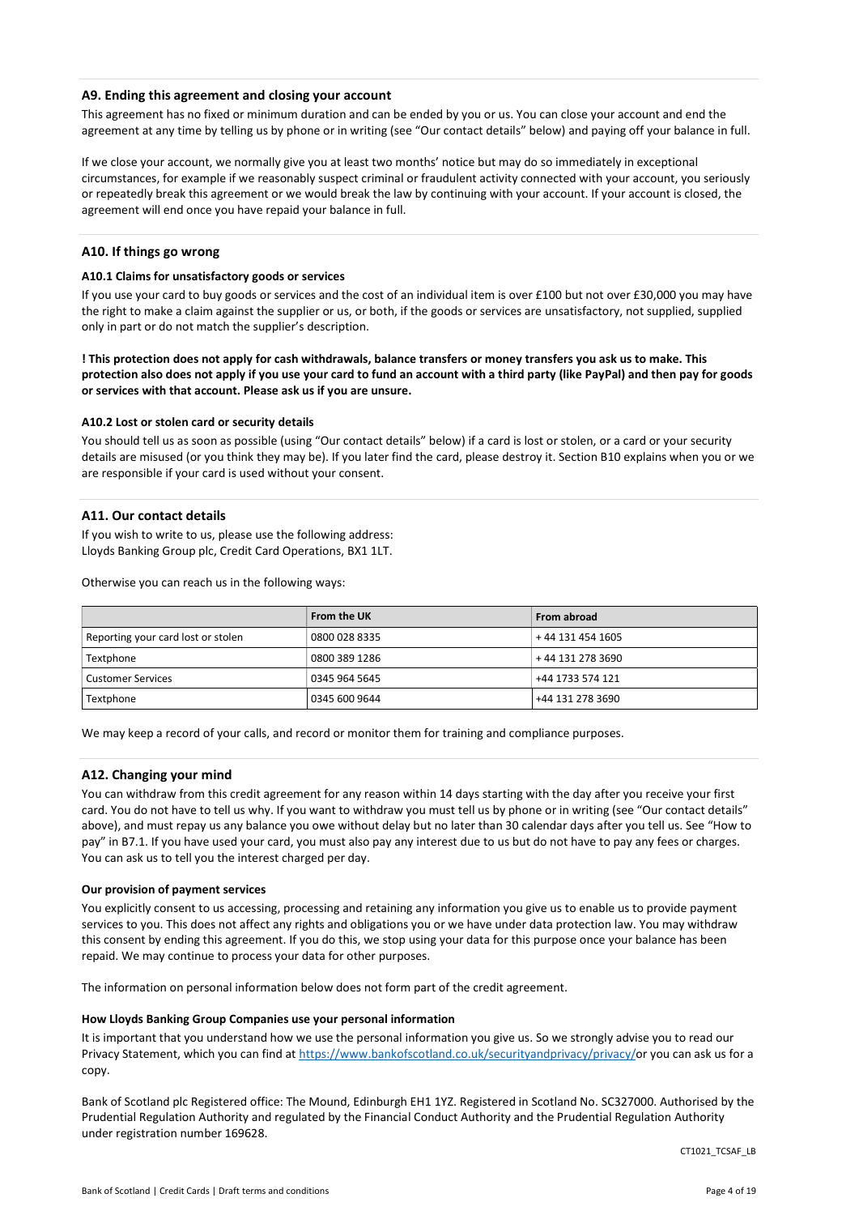## A9. Ending this agreement and closing your account

This agreement has no fixed or minimum duration and can be ended by you or us. You can close your account and end the agreement at any time by telling us by phone or in writing (see "Our contact details" below) and paying off your balance in full.

If we close your account, we normally give you at least two months' notice but may do so immediately in exceptional circumstances, for example if we reasonably suspect criminal or fraudulent activity connected with your account, you seriously or repeatedly break this agreement or we would break the law by continuing with your account. If your account is closed, the agreement will end once you have repaid your balance in full.

## A10. If things go wrong

### A10.1 Claims for unsatisfactory goods or services

If you use your card to buy goods or services and the cost of an individual item is over £100 but not over £30,000 you may have the right to make a claim against the supplier or us, or both, if the goods or services are unsatisfactory, not supplied, supplied only in part or do not match the supplier's description.

**! This protection does not apply for cash withdrawals, balance transfers or money transfers you ask us to make. This protection also does not apply if you use your card to fund an account with a third party (like PayPal) and then pay for goods or services with that account. Please ask us if you are unsure.**

### A10.2 Lost or stolen card or security details

You should tell us as soon as possible (using "Our contact details" below) if a card is lost or stolen, or a card or your security details are misused (or you think they may be). If you later find the card, please destroy it. Section B10 explains when you or we are responsible if your card is used without your consent.

## A11. Our contact details

If you wish to write to us, please use the following address:
Lloyds Banking Group plc, Credit Card Operations, BX1 1LT.

Otherwise you can reach us in the following ways:

| | From the UK | From abroad |
|---|---|---|
| Reporting your card lost or stolen | 0800 028 8335 | + 44 131 454 1605 |
| Textphone | 0800 389 1286 | + 44 131 278 3690 |
| Customer Services | 0345 964 5645 | +44 1733 574 121 |
| Textphone | 0345 600 9644 | +44 131 278 3690 |

We may keep a record of your calls, and record or monitor them for training and compliance purposes.

## A12. Changing your mind

You can withdraw from this credit agreement for any reason within 14 days starting with the day after you receive your first card. You do not have to tell us why. If you want to withdraw you must tell us by phone or in writing (see "Our contact details" above), and must repay us any balance you owe without delay but no later than 30 calendar days after you tell us. See "How to pay" in B7.1. If you have used your card, you must also pay any interest due to us but do not have to pay any fees or charges. You can ask us to tell you the interest charged per day.

### Our provision of payment services

You explicitly consent to us accessing, processing and retaining any information you give us to enable us to provide payment services to you. This does not affect any rights and obligations you or we have under data protection law. You may withdraw this consent by ending this agreement. If you do this, we stop using your data for this purpose once your balance has been repaid. We may continue to process your data for other purposes.

The information on personal information below does not form part of the credit agreement.

### How Lloyds Banking Group Companies use your personal information

It is important that you understand how we use the personal information you give us. So we strongly advise you to read our Privacy Statement, which you can find at https://www.bankofscotland.co.uk/securityandprivacy/privacy/or you can ask us for a copy.

Bank of Scotland plc Registered office: The Mound, Edinburgh EH1 1YZ. Registered in Scotland No. SC327000. Authorised by the Prudential Regulation Authority and regulated by the Financial Conduct Authority and the Prudential Regulation Authority under registration number 169628.

CT1021_TCSAF_LB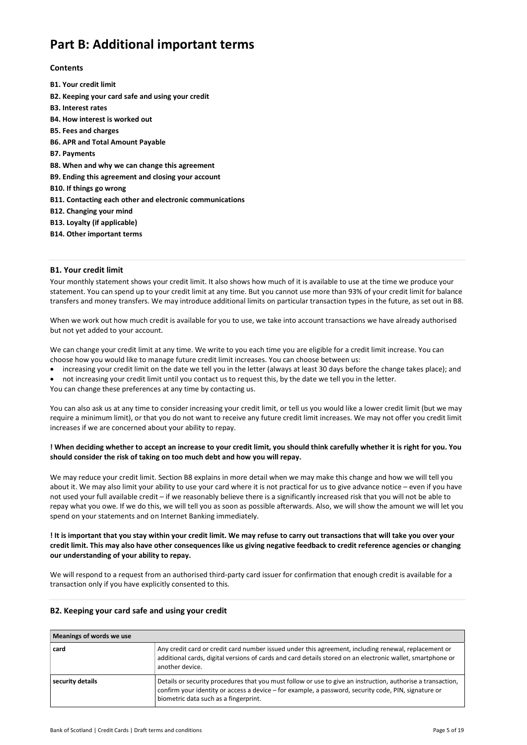# Part B: Additional important terms

### Contents

**B1. Your credit limit**
**B2. Keeping your card safe and using your credit**
**B3. Interest rates**
**B4. How interest is worked out**
**B5. Fees and charges**
**B6. APR and Total Amount Payable**
**B7. Payments**
**B8. When and why we can change this agreement**
**B9. Ending this agreement and closing your account**
**B10. If things go wrong**
**B11. Contacting each other and electronic communications**
**B12. Changing your mind**
**B13. Loyalty (if applicable)**
**B14. Other important terms**

## B1. Your credit limit

Your monthly statement shows your credit limit. It also shows how much of it is available to use at the time we produce your statement. You can spend up to your credit limit at any time. But you cannot use more than 93% of your credit limit for balance transfers and money transfers. We may introduce additional limits on particular transaction types in the future, as set out in B8.

When we work out how much credit is available for you to use, we take into account transactions we have already authorised but not yet added to your account.

We can change your credit limit at any time. We write to you each time you are eligible for a credit limit increase. You can choose how you would like to manage future credit limit increases. You can choose between us:

- increasing your credit limit on the date we tell you in the letter (always at least 30 days before the change takes place); and
- not increasing your credit limit until you contact us to request this, by the date we tell you in the letter.

You can change these preferences at any time by contacting us.

You can also ask us at any time to consider increasing your credit limit, or tell us you would like a lower credit limit (but we may require a minimum limit), or that you do not want to receive any future credit limit increases. We may not offer you credit limit increases if we are concerned about your ability to repay.

**! When deciding whether to accept an increase to your credit limit, you should think carefully whether it is right for you. You should consider the risk of taking on too much debt and how you will repay.**

We may reduce your credit limit. Section B8 explains in more detail when we may make this change and how we will tell you about it. We may also limit your ability to use your card where it is not practical for us to give advance notice – even if you have not used your full available credit – if we reasonably believe there is a significantly increased risk that you will not be able to repay what you owe. If we do this, we will tell you as soon as possible afterwards. Also, we will show the amount we will let you spend on your statements and on Internet Banking immediately.

**! It is important that you stay within your credit limit. We may refuse to carry out transactions that will take you over your credit limit. This may also have other consequences like us giving negative feedback to credit reference agencies or changing our understanding of your ability to repay.**

We will respond to a request from an authorised third-party card issuer for confirmation that enough credit is available for a transaction only if you have explicitly consented to this.

## B2. Keeping your card safe and using your credit

| Meanings of words we use | |
|---|---|
| **card** | Any credit card or credit card number issued under this agreement, including renewal, replacement or additional cards, digital versions of cards and card details stored on an electronic wallet, smartphone or another device. |
| **security details** | Details or security procedures that you must follow or use to give an instruction, authorise a transaction, confirm your identity or access a device – for example, a password, security code, PIN, signature or biometric data such as a fingerprint. |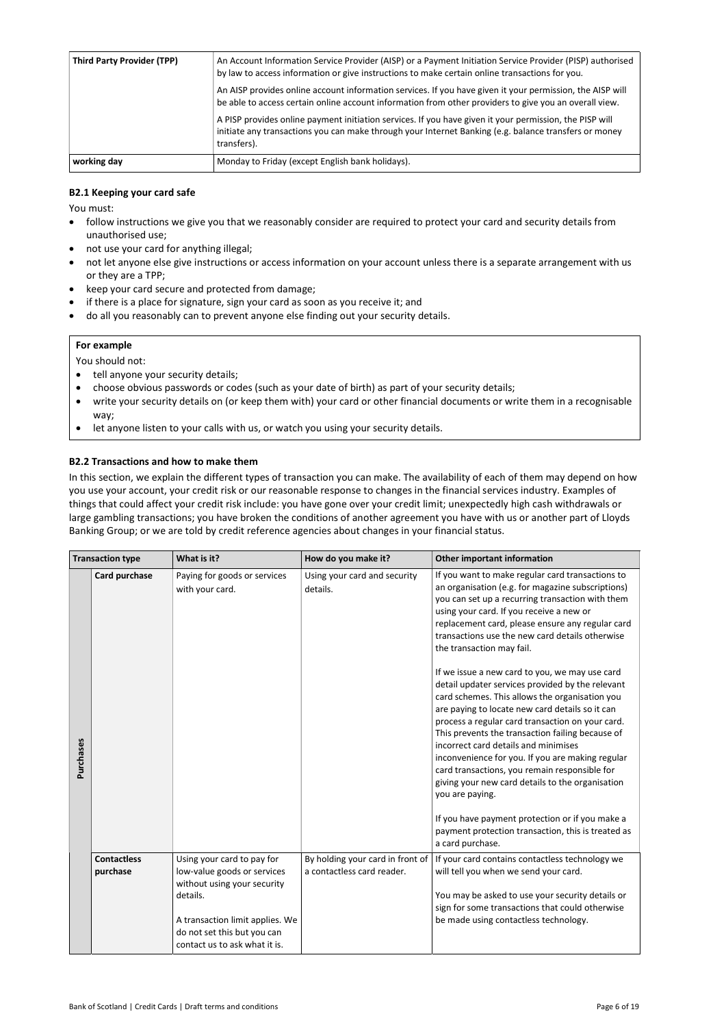| | |
|---|---|
| **Third Party Provider (TPP)** | An Account Information Service Provider (AISP) or a Payment Initiation Service Provider (PISP) authorised by law to access information or give instructions to make certain online transactions for you.<br><br>An AISP provides online account information services. If you have given it your permission, the AISP will be able to access certain online account information from other providers to give you an overall view.<br><br>A PISP provides online payment initiation services. If you have given it your permission, the PISP will initiate any transactions you can make through your Internet Banking (e.g. balance transfers or money transfers). |
| **working day** | Monday to Friday (except English bank holidays). |

### B2.1 Keeping your card safe

You must:

- follow instructions we give you that we reasonably consider are required to protect your card and security details from unauthorised use;
- not use your card for anything illegal;
- not let anyone else give instructions or access information on your account unless there is a separate arrangement with us or they are a TPP;
- keep your card secure and protected from damage;
- if there is a place for signature, sign your card as soon as you receive it; and
- do all you reasonably can to prevent anyone else finding out your security details.

**For example**

You should not:

- tell anyone your security details;
- choose obvious passwords or codes (such as your date of birth) as part of your security details;
- write your security details on (or keep them with) your card or other financial documents or write them in a recognisable way;
- let anyone listen to your calls with us, or watch you using your security details.

### B2.2 Transactions and how to make them

In this section, we explain the different types of transaction you can make. The availability of each of them may depend on how you use your account, your credit risk or our reasonable response to changes in the financial services industry. Examples of things that could affect your credit risk include: you have gone over your credit limit; unexpectedly high cash withdrawals or large gambling transactions; you have broken the conditions of another agreement you have with us or another part of Lloyds Banking Group; or we are told by credit reference agencies about changes in your financial status.

| Transaction type | | What is it? | How do you make it? | Other important information |
|---|---|---|---|---|
| Purchases | **Card purchase** | Paying for goods or services with your card. | Using your card and security details. | If you want to make regular card transactions to an organisation (e.g. for magazine subscriptions) you can set up a recurring transaction with them using your card. If you receive a new or replacement card, please ensure any regular card transactions use the new card details otherwise the transaction may fail.<br><br>If we issue a new card to you, we may use card detail updater services provided by the relevant card schemes. This allows the organisation you are paying to locate new card details so it can process a regular card transaction on your card. This prevents the transaction failing because of incorrect card details and minimises inconvenience for you. If you are making regular card transactions, you remain responsible for giving your new card details to the organisation you are paying.<br><br>If you have payment protection or if you make a payment protection transaction, this is treated as a card purchase. |
| | **Contactless purchase** | Using your card to pay for low-value goods or services without using your security details.<br><br>A transaction limit applies. We do not set this but you can contact us to ask what it is. | By holding your card in front of a contactless card reader. | If your card contains contactless technology we will tell you when we send your card.<br><br>You may be asked to use your security details or sign for some transactions that could otherwise be made using contactless technology. |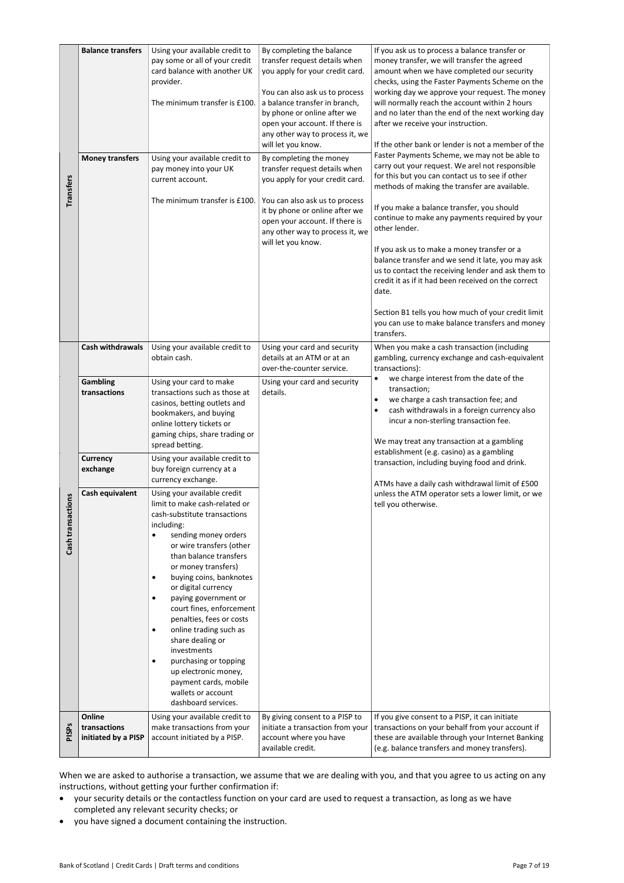| | | | | |
|---|---|---|---|---|
| **Transfers** | **Balance transfers** | Using your available credit to pay some or all of your credit card balance with another UK provider.<br><br>The minimum transfer is £100. | By completing the balance transfer request details when you apply for your credit card.<br><br>You can also ask us to process a balance transfer in branch, by phone or online after we open your account. If there is any other way to process it, we will let you know. | If you ask us to process a balance transfer or money transfer, we will transfer the agreed amount when we have completed our security checks, using the Faster Payments Scheme on the working day we approve your request. The money will normally reach the account within 2 hours and no later than the end of the next working day after we receive your instruction.<br><br>If the other bank or lender is not a member of the Faster Payments Scheme, we may not be able to carry out your request. We arel not responsible for this but you can contact us to see if other methods of making the transfer are available.<br><br>If you make a balance transfer, you should continue to make any payments required by your other lender.<br><br>If you ask us to make a money transfer or a balance transfer and we send it late, you may ask us to contact the receiving lender and ask them to credit it as if it had been received on the correct date.<br><br>Section B1 tells you how much of your credit limit you can use to make balance transfers and money transfers. |
| | **Money transfers** | Using your available credit to pay money into your UK current account.<br><br>The minimum transfer is £100. | By completing the money transfer request details when you apply for your credit card.<br><br>You can also ask us to process it by phone or online after we open your account. If there is any other way to process it, we will let you know. | |
| **Cash transactions** | **Cash withdrawals** | Using your available credit to obtain cash. | Using your card and security details at an ATM or at an over-the-counter service. | When you make a cash transaction (including gambling, currency exchange and cash-equivalent transactions):<br>• we charge interest from the date of the transaction;<br>• we charge a cash transaction fee; and<br>• cash withdrawals in a foreign currency also incur a non-sterling transaction fee.<br><br>We may treat any transaction at a gambling establishment (e.g. casino) as a gambling transaction, including buying food and drink.<br><br>ATMs have a daily cash withdrawal limit of £500 unless the ATM operator sets a lower limit, or we tell you otherwise. |
| | **Gambling transactions** | Using your card to make transactions such as those at casinos, betting outlets and bookmakers, and buying online lottery tickets or gaming chips, share trading or spread betting. | Using your card and security details. | |
| | **Currency exchange** | Using your available credit to buy foreign currency at a currency exchange. | | |
| | **Cash equivalent** | Using your available credit limit to make cash-related or cash-substitute transactions including:<br>• sending money orders or wire transfers (other than balance transfers or money transfers)<br>• buying coins, banknotes or digital currency<br>• paying government or court fines, enforcement penalties, fees or costs<br>• online trading such as share dealing or investments<br>• purchasing or topping up electronic money, payment cards, mobile wallets or account dashboard services. | | |
| **PISPs** | **Online transactions initiated by a PISP** | Using your available credit to make transactions from your account initiated by a PISP. | By giving consent to a PISP to initiate a transaction from your account where you have available credit. | If you give consent to a PISP, it can initiate transactions on your behalf from your account if these are available through your Internet Banking (e.g. balance transfers and money transfers). |

When we are asked to authorise a transaction, we assume that we are dealing with you, and that you agree to us acting on any instructions, without getting your further confirmation if:

- your security details or the contactless function on your card are used to request a transaction, as long as we have completed any relevant security checks; or
- you have signed a document containing the instruction.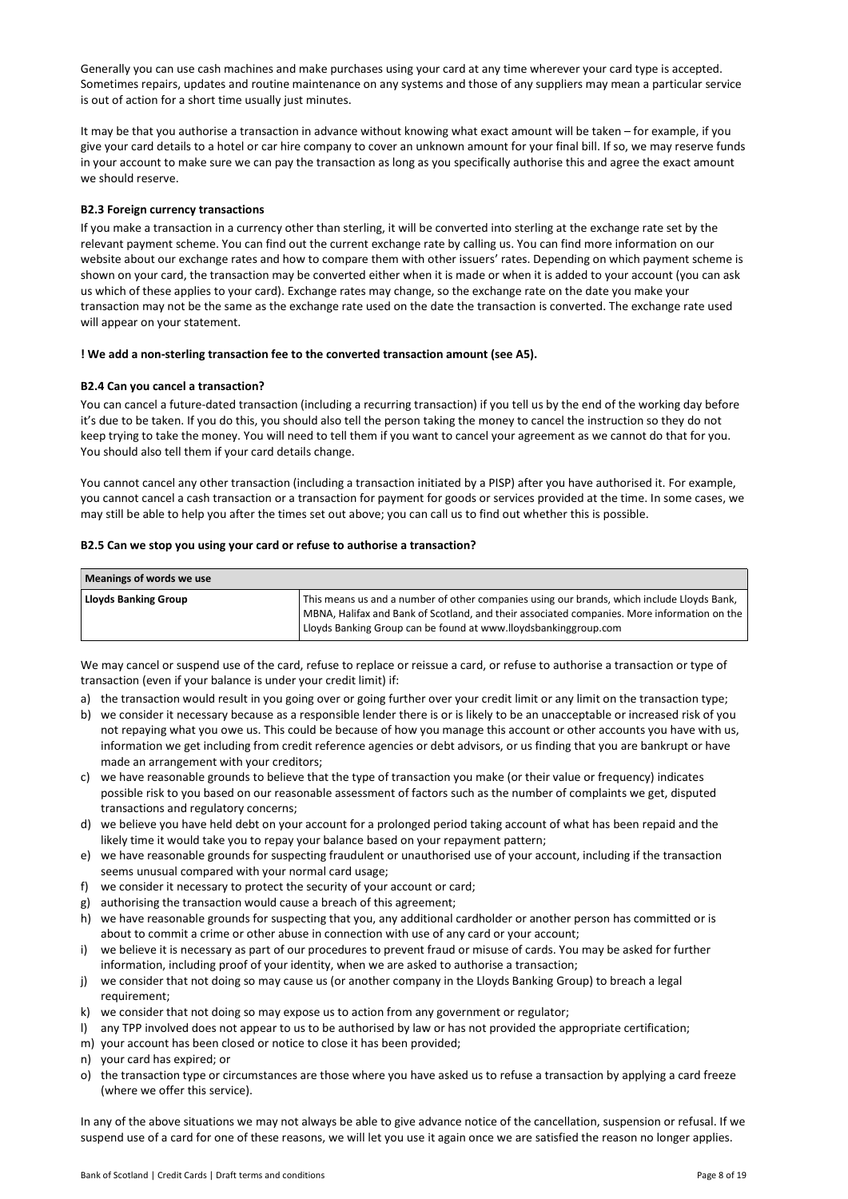Generally you can use cash machines and make purchases using your card at any time wherever your card type is accepted. Sometimes repairs, updates and routine maintenance on any systems and those of any suppliers may mean a particular service is out of action for a short time usually just minutes.

It may be that you authorise a transaction in advance without knowing what exact amount will be taken – for example, if you give your card details to a hotel or car hire company to cover an unknown amount for your final bill. If so, we may reserve funds in your account to make sure we can pay the transaction as long as you specifically authorise this and agree the exact amount we should reserve.

#### B2.3 Foreign currency transactions

If you make a transaction in a currency other than sterling, it will be converted into sterling at the exchange rate set by the relevant payment scheme. You can find out the current exchange rate by calling us. You can find more information on our website about our exchange rates and how to compare them with other issuers' rates. Depending on which payment scheme is shown on your card, the transaction may be converted either when it is made or when it is added to your account (you can ask us which of these applies to your card). Exchange rates may change, so the exchange rate on the date you make your transaction may not be the same as the exchange rate used on the date the transaction is converted. The exchange rate used will appear on your statement.

**! We add a non-sterling transaction fee to the converted transaction amount (see A5).**

#### B2.4 Can you cancel a transaction?

You can cancel a future-dated transaction (including a recurring transaction) if you tell us by the end of the working day before it's due to be taken. If you do this, you should also tell the person taking the money to cancel the instruction so they do not keep trying to take the money. You will need to tell them if you want to cancel your agreement as we cannot do that for you. You should also tell them if your card details change.

You cannot cancel any other transaction (including a transaction initiated by a PISP) after you have authorised it. For example, you cannot cancel a cash transaction or a transaction for payment for goods or services provided at the time. In some cases, we may still be able to help you after the times set out above; you can call us to find out whether this is possible.

#### B2.5 Can we stop you using your card or refuse to authorise a transaction?

| Meanings of words we use | |
|---|---|
| **Lloyds Banking Group** | This means us and a number of other companies using our brands, which include Lloyds Bank, MBNA, Halifax and Bank of Scotland, and their associated companies. More information on the Lloyds Banking Group can be found at www.lloydsbankinggroup.com |

We may cancel or suspend use of the card, refuse to replace or reissue a card, or refuse to authorise a transaction or type of transaction (even if your balance is under your credit limit) if:

a) the transaction would result in you going over or going further over your credit limit or any limit on the transaction type;
b) we consider it necessary because as a responsible lender there is or is likely to be an unacceptable or increased risk of you not repaying what you owe us. This could be because of how you manage this account or other accounts you have with us, information we get including from credit reference agencies or debt advisors, or us finding that you are bankrupt or have made an arrangement with your creditors;
c) we have reasonable grounds to believe that the type of transaction you make (or their value or frequency) indicates possible risk to you based on our reasonable assessment of factors such as the number of complaints we get, disputed transactions and regulatory concerns;
d) we believe you have held debt on your account for a prolonged period taking account of what has been repaid and the likely time it would take you to repay your balance based on your repayment pattern;
e) we have reasonable grounds for suspecting fraudulent or unauthorised use of your account, including if the transaction seems unusual compared with your normal card usage;
f) we consider it necessary to protect the security of your account or card;
g) authorising the transaction would cause a breach of this agreement;
h) we have reasonable grounds for suspecting that you, any additional cardholder or another person has committed or is about to commit a crime or other abuse in connection with use of any card or your account;
i) we believe it is necessary as part of our procedures to prevent fraud or misuse of cards. You may be asked for further information, including proof of your identity, when we are asked to authorise a transaction;
j) we consider that not doing so may cause us (or another company in the Lloyds Banking Group) to breach a legal requirement;
k) we consider that not doing so may expose us to action from any government or regulator;
l) any TPP involved does not appear to us to be authorised by law or has not provided the appropriate certification;
m) your account has been closed or notice to close it has been provided;
n) your card has expired; or
o) the transaction type or circumstances are those where you have asked us to refuse a transaction by applying a card freeze (where we offer this service).

In any of the above situations we may not always be able to give advance notice of the cancellation, suspension or refusal. If we suspend use of a card for one of these reasons, we will let you use it again once we are satisfied the reason no longer applies.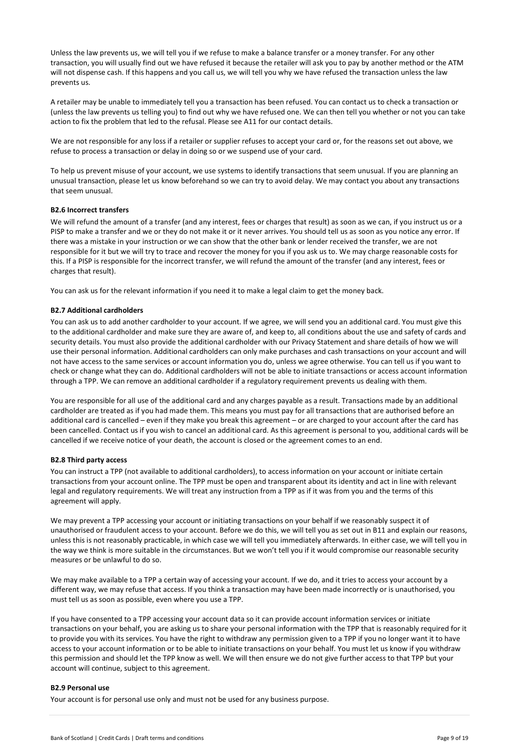Unless the law prevents us, we will tell you if we refuse to make a balance transfer or a money transfer. For any other transaction, you will usually find out we have refused it because the retailer will ask you to pay by another method or the ATM will not dispense cash. If this happens and you call us, we will tell you why we have refused the transaction unless the law prevents us.

A retailer may be unable to immediately tell you a transaction has been refused. You can contact us to check a transaction or (unless the law prevents us telling you) to find out why we have refused one. We can then tell you whether or not you can take action to fix the problem that led to the refusal. Please see A11 for our contact details.

We are not responsible for any loss if a retailer or supplier refuses to accept your card or, for the reasons set out above, we refuse to process a transaction or delay in doing so or we suspend use of your card.

To help us prevent misuse of your account, we use systems to identify transactions that seem unusual. If you are planning an unusual transaction, please let us know beforehand so we can try to avoid delay. We may contact you about any transactions that seem unusual.

**B2.6 Incorrect transfers**

We will refund the amount of a transfer (and any interest, fees or charges that result) as soon as we can, if you instruct us or a PISP to make a transfer and we or they do not make it or it never arrives. You should tell us as soon as you notice any error. If there was a mistake in your instruction or we can show that the other bank or lender received the transfer, we are not responsible for it but we will try to trace and recover the money for you if you ask us to. We may charge reasonable costs for this. If a PISP is responsible for the incorrect transfer, we will refund the amount of the transfer (and any interest, fees or charges that result).

You can ask us for the relevant information if you need it to make a legal claim to get the money back.

**B2.7 Additional cardholders**

You can ask us to add another cardholder to your account. If we agree, we will send you an additional card. You must give this to the additional cardholder and make sure they are aware of, and keep to, all conditions about the use and safety of cards and security details. You must also provide the additional cardholder with our Privacy Statement and share details of how we will use their personal information. Additional cardholders can only make purchases and cash transactions on your account and will not have access to the same services or account information you do, unless we agree otherwise. You can tell us if you want to check or change what they can do. Additional cardholders will not be able to initiate transactions or access account information through a TPP. We can remove an additional cardholder if a regulatory requirement prevents us dealing with them.

You are responsible for all use of the additional card and any charges payable as a result. Transactions made by an additional cardholder are treated as if you had made them. This means you must pay for all transactions that are authorised before an additional card is cancelled – even if they make you break this agreement – or are charged to your account after the card has been cancelled. Contact us if you wish to cancel an additional card. As this agreement is personal to you, additional cards will be cancelled if we receive notice of your death, the account is closed or the agreement comes to an end.

**B2.8 Third party access**

You can instruct a TPP (not available to additional cardholders), to access information on your account or initiate certain transactions from your account online. The TPP must be open and transparent about its identity and act in line with relevant legal and regulatory requirements. We will treat any instruction from a TPP as if it was from you and the terms of this agreement will apply.

We may prevent a TPP accessing your account or initiating transactions on your behalf if we reasonably suspect it of unauthorised or fraudulent access to your account. Before we do this, we will tell you as set out in B11 and explain our reasons, unless this is not reasonably practicable, in which case we will tell you immediately afterwards. In either case, we will tell you in the way we think is more suitable in the circumstances. But we won't tell you if it would compromise our reasonable security measures or be unlawful to do so.

We may make available to a TPP a certain way of accessing your account. If we do, and it tries to access your account by a different way, we may refuse that access. If you think a transaction may have been made incorrectly or is unauthorised, you must tell us as soon as possible, even where you use a TPP.

If you have consented to a TPP accessing your account data so it can provide account information services or initiate transactions on your behalf, you are asking us to share your personal information with the TPP that is reasonably required for it to provide you with its services. You have the right to withdraw any permission given to a TPP if you no longer want it to have access to your account information or to be able to initiate transactions on your behalf. You must let us know if you withdraw this permission and should let the TPP know as well. We will then ensure we do not give further access to that TPP but your account will continue, subject to this agreement.

**B2.9 Personal use**

Your account is for personal use only and must not be used for any business purpose.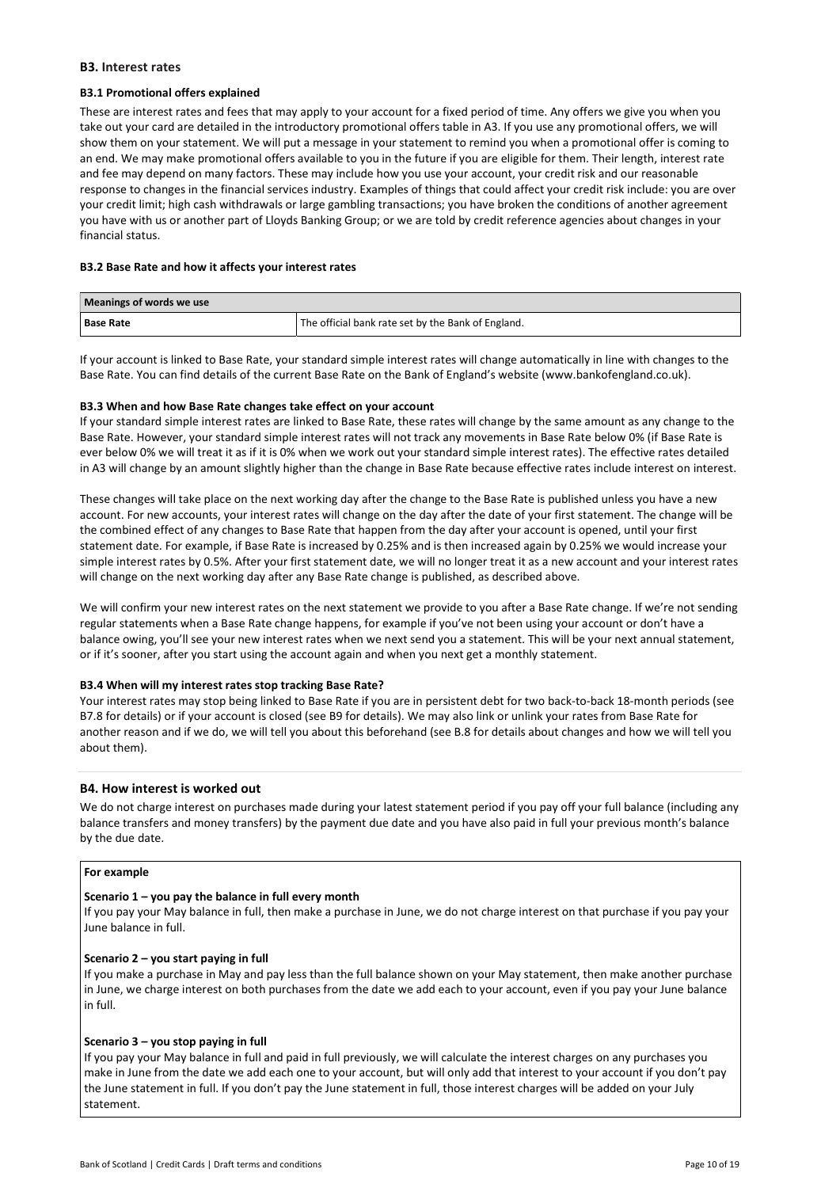## B3. Interest rates

### B3.1 Promotional offers explained

These are interest rates and fees that may apply to your account for a fixed period of time. Any offers we give you when you take out your card are detailed in the introductory promotional offers table in A3. If you use any promotional offers, we will show them on your statement. We will put a message in your statement to remind you when a promotional offer is coming to an end. We may make promotional offers available to you in the future if you are eligible for them. Their length, interest rate and fee may depend on many factors. These may include how you use your account, your credit risk and our reasonable response to changes in the financial services industry. Examples of things that could affect your credit risk include: you are over your credit limit; high cash withdrawals or large gambling transactions; you have broken the conditions of another agreement you have with us or another part of Lloyds Banking Group; or we are told by credit reference agencies about changes in your financial status.

### B3.2 Base Rate and how it affects your interest rates

| Meanings of words we use | |
|---|---|
| **Base Rate** | The official bank rate set by the Bank of England. |

If your account is linked to Base Rate, your standard simple interest rates will change automatically in line with changes to the Base Rate. You can find details of the current Base Rate on the Bank of England's website (www.bankofengland.co.uk).

### B3.3 When and how Base Rate changes take effect on your account

If your standard simple interest rates are linked to Base Rate, these rates will change by the same amount as any change to the Base Rate. However, your standard simple interest rates will not track any movements in Base Rate below 0% (if Base Rate is ever below 0% we will treat it as if it is 0% when we work out your standard simple interest rates). The effective rates detailed in A3 will change by an amount slightly higher than the change in Base Rate because effective rates include interest on interest.

These changes will take place on the next working day after the change to the Base Rate is published unless you have a new account. For new accounts, your interest rates will change on the day after the date of your first statement. The change will be the combined effect of any changes to Base Rate that happen from the day after your account is opened, until your first statement date. For example, if Base Rate is increased by 0.25% and is then increased again by 0.25% we would increase your simple interest rates by 0.5%. After your first statement date, we will no longer treat it as a new account and your interest rates will change on the next working day after any Base Rate change is published, as described above.

We will confirm your new interest rates on the next statement we provide to you after a Base Rate change. If we're not sending regular statements when a Base Rate change happens, for example if you've not been using your account or don't have a balance owing, you'll see your new interest rates when we next send you a statement. This will be your next annual statement, or if it's sooner, after you start using the account again and when you next get a monthly statement.

### B3.4 When will my interest rates stop tracking Base Rate?

Your interest rates may stop being linked to Base Rate if you are in persistent debt for two back-to-back 18-month periods (see B7.8 for details) or if your account is closed (see B9 for details). We may also link or unlink your rates from Base Rate for another reason and if we do, we will tell you about this beforehand (see B.8 for details about changes and how we will tell you about them).

## B4. How interest is worked out

We do not charge interest on purchases made during your latest statement period if you pay off your full balance (including any balance transfers and money transfers) by the payment due date and you have also paid in full your previous month's balance by the due date.

**For example**

**Scenario 1 – you pay the balance in full every month**
If you pay your May balance in full, then make a purchase in June, we do not charge interest on that purchase if you pay your June balance in full.

**Scenario 2 – you start paying in full**
If you make a purchase in May and pay less than the full balance shown on your May statement, then make another purchase in June, we charge interest on both purchases from the date we add each to your account, even if you pay your June balance in full.

**Scenario 3 – you stop paying in full**
If you pay your May balance in full and paid in full previously, we will calculate the interest charges on any purchases you make in June from the date we add each one to your account, but will only add that interest to your account if you don't pay the June statement in full. If you don't pay the June statement in full, those interest charges will be added on your July statement.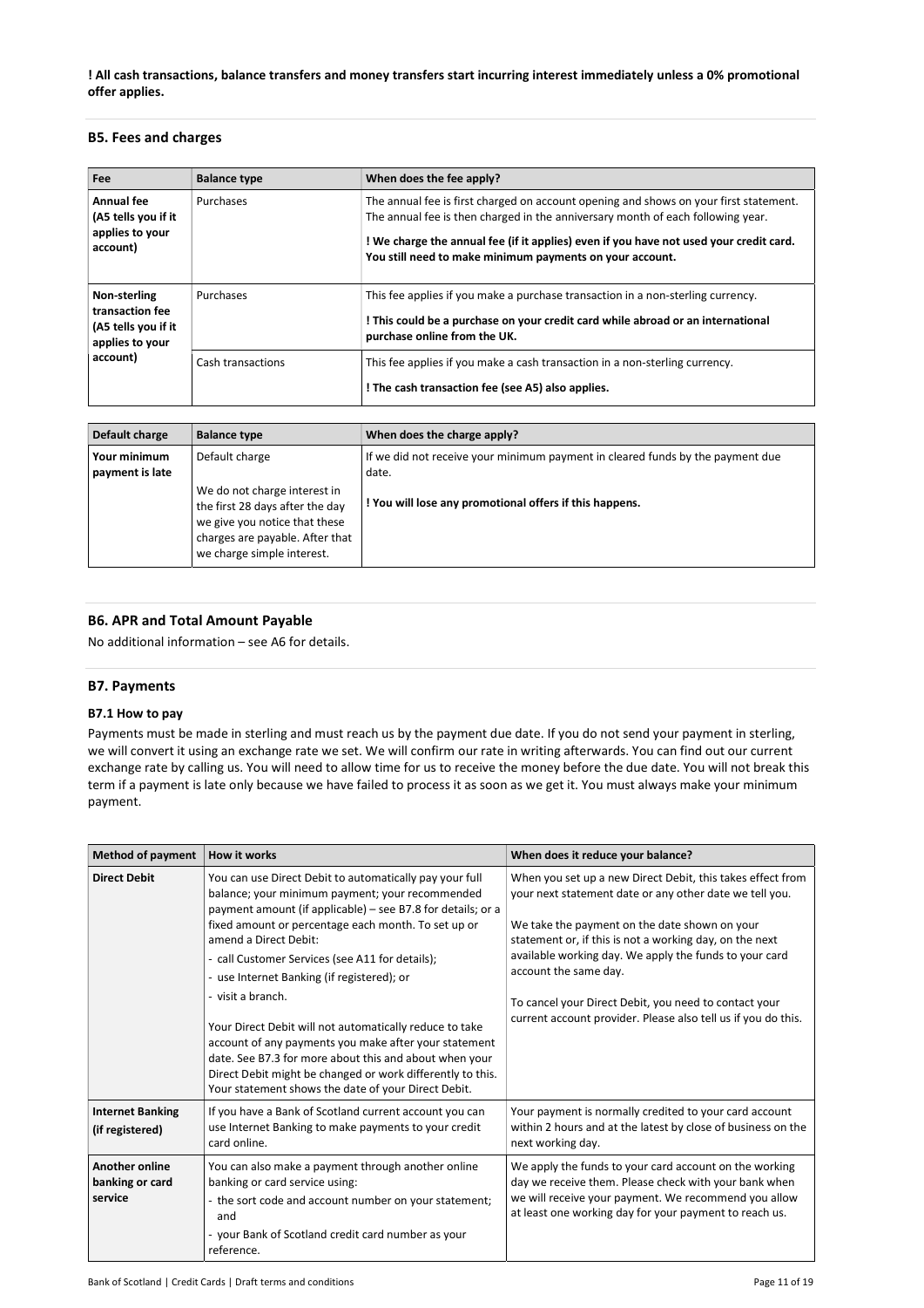**! All cash transactions, balance transfers and money transfers start incurring interest immediately unless a 0% promotional offer applies.**

## B5. Fees and charges

| Fee | Balance type | When does the fee apply? |
|---|---|---|
| **Annual fee (A5 tells you if it applies to your account)** | Purchases | The annual fee is first charged on account opening and shows on your first statement. The annual fee is then charged in the anniversary month of each following year.<br><br>**! We charge the annual fee (if it applies) even if you have not used your credit card. You still need to make minimum payments on your account.** |
| **Non-sterling transaction fee (A5 tells you if it applies to your account)** | Purchases | This fee applies if you make a purchase transaction in a non-sterling currency.<br><br>**! This could be a purchase on your credit card while abroad or an international purchase online from the UK.** |
| | Cash transactions | This fee applies if you make a cash transaction in a non-sterling currency.<br><br>**! The cash transaction fee (see A5) also applies.** |

| Default charge | Balance type | When does the charge apply? |
|---|---|---|
| **Your minimum payment is late** | Default charge<br><br>We do not charge interest in the first 28 days after the day we give you notice that these charges are payable. After that we charge simple interest. | If we did not receive your minimum payment in cleared funds by the payment due date.<br><br>**! You will lose any promotional offers if this happens.** |

## B6. APR and Total Amount Payable

No additional information – see A6 for details.

## B7. Payments

### B7.1 How to pay

Payments must be made in sterling and must reach us by the payment due date. If you do not send your payment in sterling, we will convert it using an exchange rate we set. We will confirm our rate in writing afterwards. You can find out our current exchange rate by calling us. You will need to allow time for us to receive the money before the due date. You will not break this term if a payment is late only because we have failed to process it as soon as we get it. You must always make your minimum payment.

| Method of payment | How it works | When does it reduce your balance? |
|---|---|---|
| **Direct Debit** | You can use Direct Debit to automatically pay your full balance; your minimum payment; your recommended payment amount (if applicable) – see B7.8 for details; or a fixed amount or percentage each month. To set up or amend a Direct Debit:<br>- call Customer Services (see A11 for details);<br>- use Internet Banking (if registered); or<br>- visit a branch.<br><br>Your Direct Debit will not automatically reduce to take account of any payments you make after your statement date. See B7.3 for more about this and about when your Direct Debit might be changed or work differently to this. Your statement shows the date of your Direct Debit. | When you set up a new Direct Debit, this takes effect from your next statement date or any other date we tell you.<br><br>We take the payment on the date shown on your statement or, if this is not a working day, on the next available working day. We apply the funds to your card account the same day.<br><br>To cancel your Direct Debit, you need to contact your current account provider. Please also tell us if you do this. |
| **Internet Banking (if registered)** | If you have a Bank of Scotland current account you can use Internet Banking to make payments to your credit card online. | Your payment is normally credited to your card account within 2 hours and at the latest by close of business on the next working day. |
| **Another online banking or card service** | You can also make a payment through another online banking or card service using:<br>- the sort code and account number on your statement; and<br>- your Bank of Scotland credit card number as your reference. | We apply the funds to your card account on the working day we receive them. Please check with your bank when we will receive your payment. We recommend you allow at least one working day for your payment to reach us. |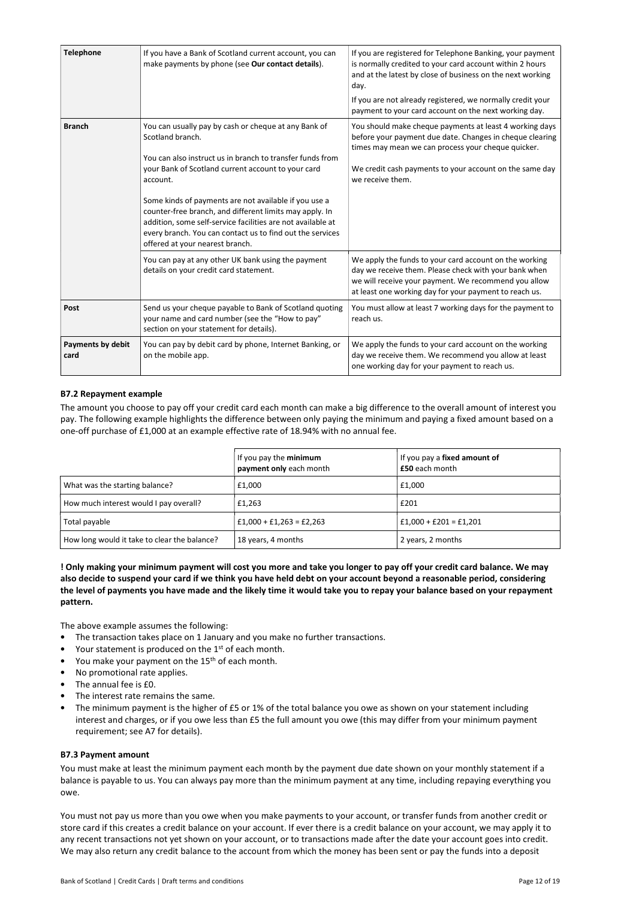| | | |
|---|---|---|
| **Telephone** | If you have a Bank of Scotland current account, you can make payments by phone (see **Our contact details**). | If you are registered for Telephone Banking, your payment is normally credited to your card account within 2 hours and at the latest by close of business on the next working day.<br><br>If you are not already registered, we normally credit your payment to your card account on the next working day. |
| **Branch** | You can usually pay by cash or cheque at any Bank of Scotland branch.<br><br>You can also instruct us in branch to transfer funds from your Bank of Scotland current account to your card account.<br><br>Some kinds of payments are not available if you use a counter-free branch, and different limits may apply. In addition, some self-service facilities are not available at every branch. You can contact us to find out the services offered at your nearest branch. | You should make cheque payments at least 4 working days before your payment due date. Changes in cheque clearing times may mean we can process your cheque quicker.<br><br>We credit cash payments to your account on the same day we receive them. |
| | You can pay at any other UK bank using the payment details on your credit card statement. | We apply the funds to your card account on the working day we receive them. Please check with your bank when we will receive your payment. We recommend you allow at least one working day for your payment to reach us. |
| **Post** | Send us your cheque payable to Bank of Scotland quoting your name and card number (see the "How to pay" section on your statement for details). | You must allow at least 7 working days for the payment to reach us. |
| **Payments by debit card** | You can pay by debit card by phone, Internet Banking, or on the mobile app. | We apply the funds to your card account on the working day we receive them. We recommend you allow at least one working day for your payment to reach us. |

### B7.2 Repayment example

The amount you choose to pay off your credit card each month can make a big difference to the overall amount of interest you pay. The following example highlights the difference between only paying the minimum and paying a fixed amount based on a one-off purchase of £1,000 at an example effective rate of 18.94% with no annual fee.

| | If you pay the **minimum payment only** each month | If you pay a **fixed amount of £50** each month |
|---|---|---|
| What was the starting balance? | £1,000 | £1,000 |
| How much interest would I pay overall? | £1,263 | £201 |
| Total payable | £1,000 + £1,263 = £2,263 | £1,000 + £201 = £1,201 |
| How long would it take to clear the balance? | 18 years, 4 months | 2 years, 2 months |

**! Only making your minimum payment will cost you more and take you longer to pay off your credit card balance. We may also decide to suspend your card if we think you have held debt on your account beyond a reasonable period, considering the level of payments you have made and the likely time it would take you to repay your balance based on your repayment pattern.**

The above example assumes the following:

- The transaction takes place on 1 January and you make no further transactions.
- Your statement is produced on the 1st of each month.
- You make your payment on the 15th of each month.
- No promotional rate applies.
- The annual fee is £0.
- The interest rate remains the same.
- The minimum payment is the higher of £5 or 1% of the total balance you owe as shown on your statement including interest and charges, or if you owe less than £5 the full amount you owe (this may differ from your minimum payment requirement; see A7 for details).

### B7.3 Payment amount

You must make at least the minimum payment each month by the payment due date shown on your monthly statement if a balance is payable to us. You can always pay more than the minimum payment at any time, including repaying everything you owe.

You must not pay us more than you owe when you make payments to your account, or transfer funds from another credit or store card if this creates a credit balance on your account. If ever there is a credit balance on your account, we may apply it to any recent transactions not yet shown on your account, or to transactions made after the date your account goes into credit. We may also return any credit balance to the account from which the money has been sent or pay the funds into a deposit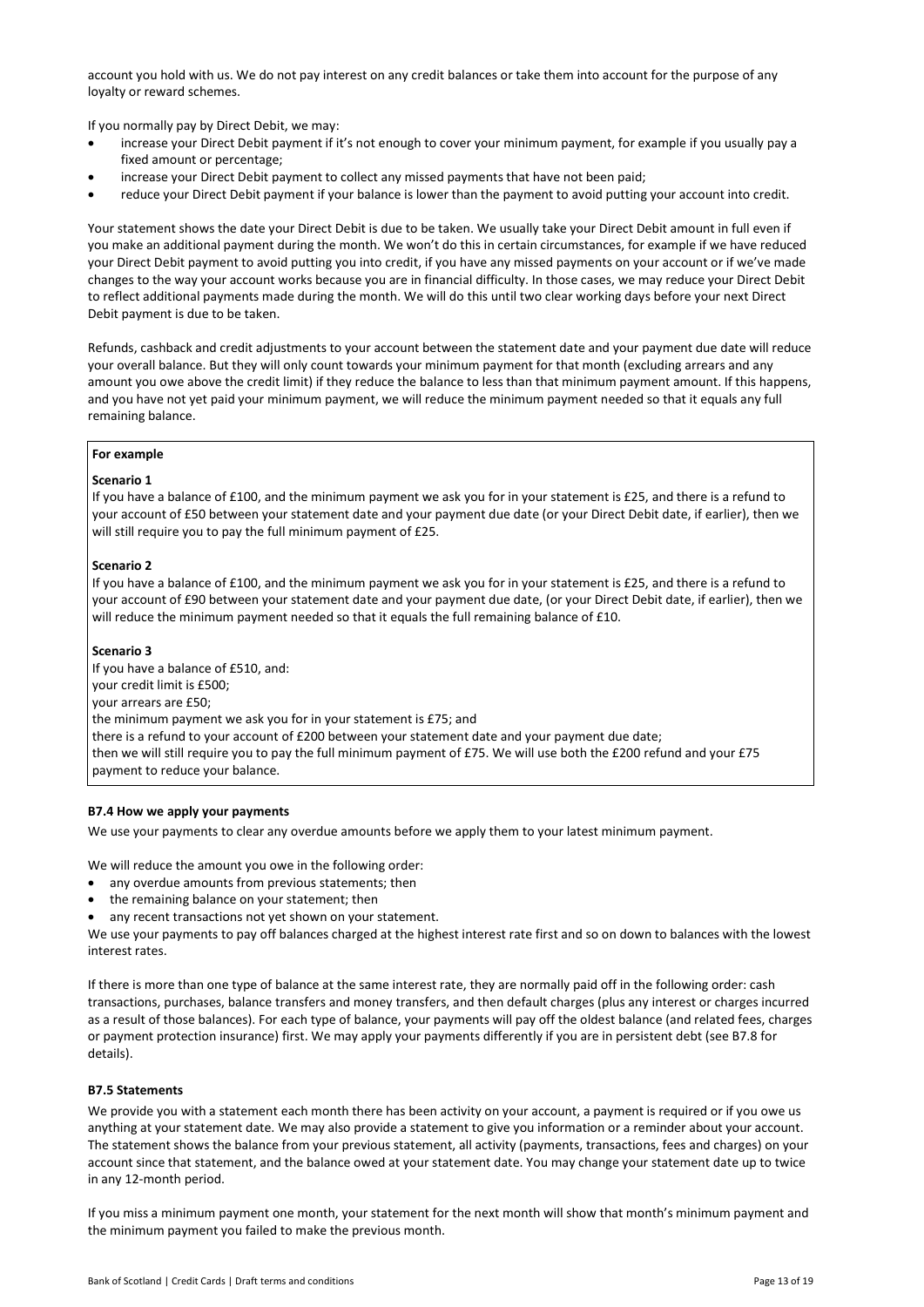account you hold with us. We do not pay interest on any credit balances or take them into account for the purpose of any loyalty or reward schemes.

If you normally pay by Direct Debit, we may:

- increase your Direct Debit payment if it's not enough to cover your minimum payment, for example if you usually pay a fixed amount or percentage;
- increase your Direct Debit payment to collect any missed payments that have not been paid;
- reduce your Direct Debit payment if your balance is lower than the payment to avoid putting your account into credit.

Your statement shows the date your Direct Debit is due to be taken. We usually take your Direct Debit amount in full even if you make an additional payment during the month. We won't do this in certain circumstances, for example if we have reduced your Direct Debit payment to avoid putting you into credit, if you have any missed payments on your account or if we've made changes to the way your account works because you are in financial difficulty. In those cases, we may reduce your Direct Debit to reflect additional payments made during the month. We will do this until two clear working days before your next Direct Debit payment is due to be taken.

Refunds, cashback and credit adjustments to your account between the statement date and your payment due date will reduce your overall balance. But they will only count towards your minimum payment for that month (excluding arrears and any amount you owe above the credit limit) if they reduce the balance to less than that minimum payment amount. If this happens, and you have not yet paid your minimum payment, we will reduce the minimum payment needed so that it equals any full remaining balance.

> **For example**
>
> **Scenario 1**
> If you have a balance of £100, and the minimum payment we ask you for in your statement is £25, and there is a refund to your account of £50 between your statement date and your payment due date (or your Direct Debit date, if earlier), then we will still require you to pay the full minimum payment of £25.
>
> **Scenario 2**
> If you have a balance of £100, and the minimum payment we ask you for in your statement is £25, and there is a refund to your account of £90 between your statement date and your payment due date, (or your Direct Debit date, if earlier), then we will reduce the minimum payment needed so that it equals the full remaining balance of £10.
>
> **Scenario 3**
> If you have a balance of £510, and:
> your credit limit is £500;
> your arrears are £50;
> the minimum payment we ask you for in your statement is £75; and
> there is a refund to your account of £200 between your statement date and your payment due date;
> then we will still require you to pay the full minimum payment of £75. We will use both the £200 refund and your £75 payment to reduce your balance.

### B7.4 How we apply your payments

We use your payments to clear any overdue amounts before we apply them to your latest minimum payment.

We will reduce the amount you owe in the following order:

- any overdue amounts from previous statements; then
- the remaining balance on your statement; then
- any recent transactions not yet shown on your statement.

We use your payments to pay off balances charged at the highest interest rate first and so on down to balances with the lowest interest rates.

If there is more than one type of balance at the same interest rate, they are normally paid off in the following order: cash transactions, purchases, balance transfers and money transfers, and then default charges (plus any interest or charges incurred as a result of those balances). For each type of balance, your payments will pay off the oldest balance (and related fees, charges or payment protection insurance) first. We may apply your payments differently if you are in persistent debt (see B7.8 for details).

### B7.5 Statements

We provide you with a statement each month there has been activity on your account, a payment is required or if you owe us anything at your statement date. We may also provide a statement to give you information or a reminder about your account. The statement shows the balance from your previous statement, all activity (payments, transactions, fees and charges) on your account since that statement, and the balance owed at your statement date. You may change your statement date up to twice in any 12-month period.

If you miss a minimum payment one month, your statement for the next month will show that month's minimum payment and the minimum payment you failed to make the previous month.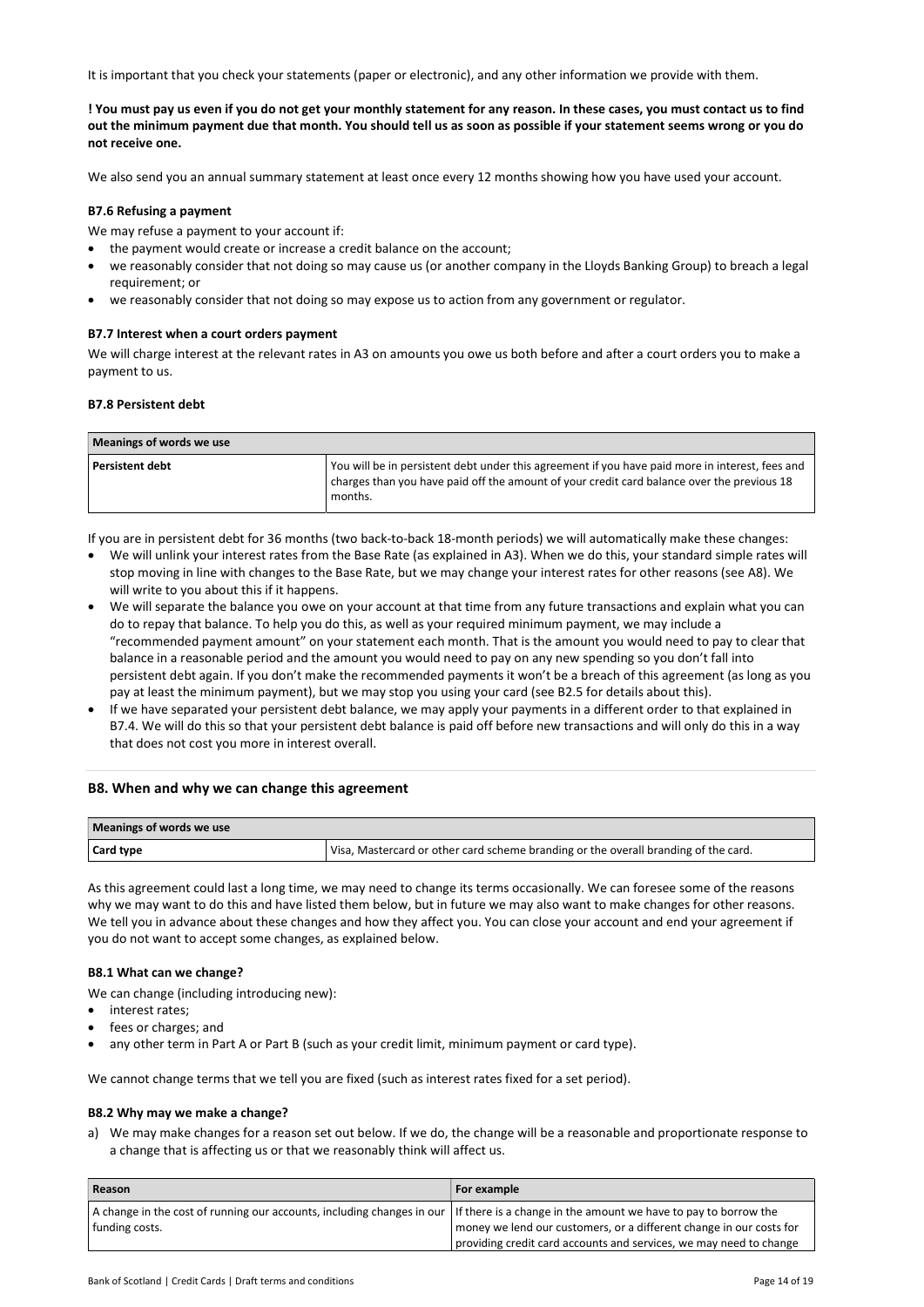It is important that you check your statements (paper or electronic), and any other information we provide with them.

**! You must pay us even if you do not get your monthly statement for any reason. In these cases, you must contact us to find out the minimum payment due that month. You should tell us as soon as possible if your statement seems wrong or you do not receive one.**

We also send you an annual summary statement at least once every 12 months showing how you have used your account.

#### B7.6 Refusing a payment

We may refuse a payment to your account if:

- the payment would create or increase a credit balance on the account;
- we reasonably consider that not doing so may cause us (or another company in the Lloyds Banking Group) to breach a legal requirement; or
- we reasonably consider that not doing so may expose us to action from any government or regulator.

#### B7.7 Interest when a court orders payment

We will charge interest at the relevant rates in A3 on amounts you owe us both before and after a court orders you to make a payment to us.

#### B7.8 Persistent debt

| Meanings of words we use | |
|---|---|
| **Persistent debt** | You will be in persistent debt under this agreement if you have paid more in interest, fees and charges than you have paid off the amount of your credit card balance over the previous 18 months. |

If you are in persistent debt for 36 months (two back-to-back 18-month periods) we will automatically make these changes:

- We will unlink your interest rates from the Base Rate (as explained in A3). When we do this, your standard simple rates will stop moving in line with changes to the Base Rate, but we may change your interest rates for other reasons (see A8). We will write to you about this if it happens.
- We will separate the balance you owe on your account at that time from any future transactions and explain what you can do to repay that balance. To help you do this, as well as your required minimum payment, we may include a "recommended payment amount" on your statement each month. That is the amount you would need to pay to clear that balance in a reasonable period and the amount you would need to pay on any new spending so you don't fall into persistent debt again. If you don't make the recommended payments it won't be a breach of this agreement (as long as you pay at least the minimum payment), but we may stop you using your card (see B2.5 for details about this).
- If we have separated your persistent debt balance, we may apply your payments in a different order to that explained in B7.4. We will do this so that your persistent debt balance is paid off before new transactions and will only do this in a way that does not cost you more in interest overall.

### B8. When and why we can change this agreement

| Meanings of words we use | |
|---|---|
| **Card type** | Visa, Mastercard or other card scheme branding or the overall branding of the card. |

As this agreement could last a long time, we may need to change its terms occasionally. We can foresee some of the reasons why we may want to do this and have listed them below, but in future we may also want to make changes for other reasons. We tell you in advance about these changes and how they affect you. You can close your account and end your agreement if you do not want to accept some changes, as explained below.

#### B8.1 What can we change?

We can change (including introducing new):

- interest rates;
- fees or charges; and
- any other term in Part A or Part B (such as your credit limit, minimum payment or card type).

We cannot change terms that we tell you are fixed (such as interest rates fixed for a set period).

#### B8.2 Why may we make a change?

a) We may make changes for a reason set out below. If we do, the change will be a reasonable and proportionate response to a change that is affecting us or that we reasonably think will affect us.

| Reason | For example |
|---|---|
| A change in the cost of running our accounts, including changes in our funding costs. | If there is a change in the amount we have to pay to borrow the money we lend our customers, or a different change in our costs for providing credit card accounts and services, we may need to change |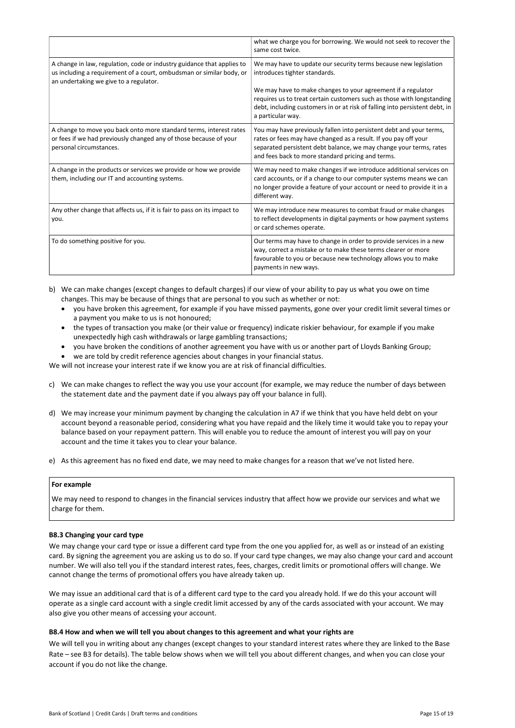| | |
|---|---|
| | what we charge you for borrowing. We would not seek to recover the same cost twice. |
| A change in law, regulation, code or industry guidance that applies to us including a requirement of a court, ombudsman or similar body, or an undertaking we give to a regulator. | We may have to update our security terms because new legislation introduces tighter standards.<br><br>We may have to make changes to your agreement if a regulator requires us to treat certain customers such as those with longstanding debt, including customers in or at risk of falling into persistent debt, in a particular way. |
| A change to move you back onto more standard terms, interest rates or fees if we had previously changed any of those because of your personal circumstances. | You may have previously fallen into persistent debt and your terms, rates or fees may have changed as a result. If you pay off your separated persistent debt balance, we may change your terms, rates and fees back to more standard pricing and terms. |
| A change in the products or services we provide or how we provide them, including our IT and accounting systems. | We may need to make changes if we introduce additional services on card accounts, or if a change to our computer systems means we can no longer provide a feature of your account or need to provide it in a different way. |
| Any other change that affects us, if it is fair to pass on its impact to you. | We may introduce new measures to combat fraud or make changes to reflect developments in digital payments or how payment systems or card schemes operate. |
| To do something positive for you. | Our terms may have to change in order to provide services in a new way, correct a mistake or to make these terms clearer or more favourable to you or because new technology allows you to make payments in new ways. |

b) We can make changes (except changes to default charges) if our view of your ability to pay us what you owe on time changes. This may be because of things that are personal to you such as whether or not:
   - you have broken this agreement, for example if you have missed payments, gone over your credit limit several times or a payment you make to us is not honoured;
   - the types of transaction you make (or their value or frequency) indicate riskier behaviour, for example if you make unexpectedly high cash withdrawals or large gambling transactions;
   - you have broken the conditions of another agreement you have with us or another part of Lloyds Banking Group;
   - we are told by credit reference agencies about changes in your financial status.

We will not increase your interest rate if we know you are at risk of financial difficulties.

c) We can make changes to reflect the way you use your account (for example, we may reduce the number of days between the statement date and the payment date if you always pay off your balance in full).

d) We may increase your minimum payment by changing the calculation in A7 if we think that you have held debt on your account beyond a reasonable period, considering what you have repaid and the likely time it would take you to repay your balance based on your repayment pattern. This will enable you to reduce the amount of interest you will pay on your account and the time it takes you to clear your balance.

e) As this agreement has no fixed end date, we may need to make changes for a reason that we've not listed here.

> **For example**
>
> We may need to respond to changes in the financial services industry that affect how we provide our services and what we charge for them.

#### B8.3 Changing your card type

We may change your card type or issue a different card type from the one you applied for, as well as or instead of an existing card. By signing the agreement you are asking us to do so. If your card type changes, we may also change your card and account number. We will also tell you if the standard interest rates, fees, charges, credit limits or promotional offers will change. We cannot change the terms of promotional offers you have already taken up.

We may issue an additional card that is of a different card type to the card you already hold. If we do this your account will operate as a single card account with a single credit limit accessed by any of the cards associated with your account. We may also give you other means of accessing your account.

#### B8.4 How and when we will tell you about changes to this agreement and what your rights are

We will tell you in writing about any changes (except changes to your standard interest rates where they are linked to the Base Rate – see B3 for details). The table below shows when we will tell you about different changes, and when you can close your account if you do not like the change.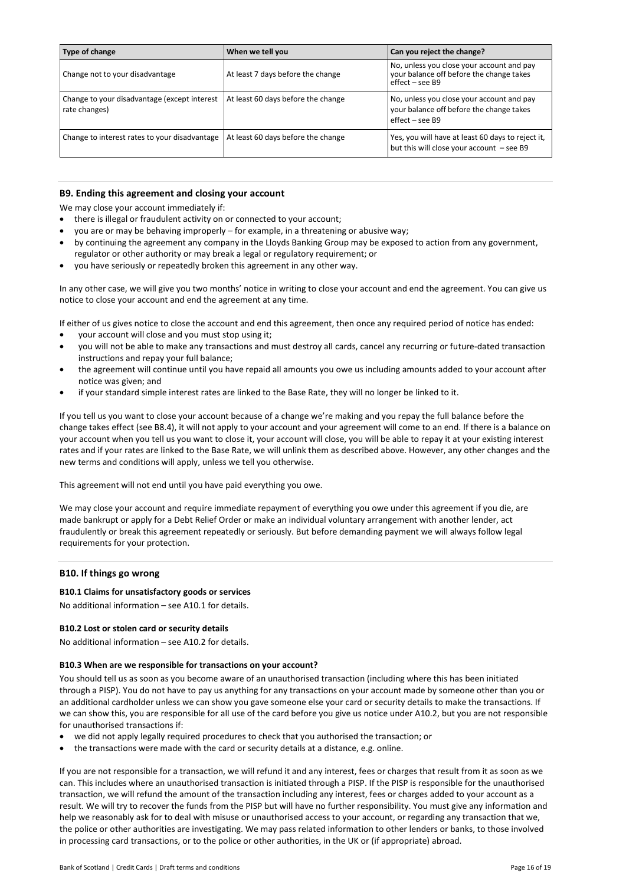| Type of change | When we tell you | Can you reject the change? |
|---|---|---|
| Change not to your disadvantage | At least 7 days before the change | No, unless you close your account and pay your balance off before the change takes effect – see B9 |
| Change to your disadvantage (except interest rate changes) | At least 60 days before the change | No, unless you close your account and pay your balance off before the change takes effect – see B9 |
| Change to interest rates to your disadvantage | At least 60 days before the change | Yes, you will have at least 60 days to reject it, but this will close your account – see B9 |

## B9. Ending this agreement and closing your account

We may close your account immediately if:

- there is illegal or fraudulent activity on or connected to your account;
- you are or may be behaving improperly – for example, in a threatening or abusive way;
- by continuing the agreement any company in the Lloyds Banking Group may be exposed to action from any government, regulator or other authority or may break a legal or regulatory requirement; or
- you have seriously or repeatedly broken this agreement in any other way.

In any other case, we will give you two months' notice in writing to close your account and end the agreement. You can give us notice to close your account and end the agreement at any time.

If either of us gives notice to close the account and end this agreement, then once any required period of notice has ended:

- your account will close and you must stop using it;
- you will not be able to make any transactions and must destroy all cards, cancel any recurring or future-dated transaction instructions and repay your full balance;
- the agreement will continue until you have repaid all amounts you owe us including amounts added to your account after notice was given; and
- if your standard simple interest rates are linked to the Base Rate, they will no longer be linked to it.

If you tell us you want to close your account because of a change we're making and you repay the full balance before the change takes effect (see B8.4), it will not apply to your account and your agreement will come to an end. If there is a balance on your account when you tell us you want to close it, your account will close, you will be able to repay it at your existing interest rates and if your rates are linked to the Base Rate, we will unlink them as described above. However, any other changes and the new terms and conditions will apply, unless we tell you otherwise.

This agreement will not end until you have paid everything you owe.

We may close your account and require immediate repayment of everything you owe under this agreement if you die, are made bankrupt or apply for a Debt Relief Order or make an individual voluntary arrangement with another lender, act fraudulently or break this agreement repeatedly or seriously. But before demanding payment we will always follow legal requirements for your protection.

## B10. If things go wrong

### B10.1 Claims for unsatisfactory goods or services

No additional information – see A10.1 for details.

### B10.2 Lost or stolen card or security details

No additional information – see A10.2 for details.

### B10.3 When are we responsible for transactions on your account?

You should tell us as soon as you become aware of an unauthorised transaction (including where this has been initiated through a PISP). You do not have to pay us anything for any transactions on your account made by someone other than you or an additional cardholder unless we can show you gave someone else your card or security details to make the transactions. If we can show this, you are responsible for all use of the card before you give us notice under A10.2, but you are not responsible for unauthorised transactions if:

- we did not apply legally required procedures to check that you authorised the transaction; or
- the transactions were made with the card or security details at a distance, e.g. online.

If you are not responsible for a transaction, we will refund it and any interest, fees or charges that result from it as soon as we can. This includes where an unauthorised transaction is initiated through a PISP. If the PISP is responsible for the unauthorised transaction, we will refund the amount of the transaction including any interest, fees or charges added to your account as a result. We will try to recover the funds from the PISP but will have no further responsibility. You must give any information and help we reasonably ask for to deal with misuse or unauthorised access to your account, or regarding any transaction that we, the police or other authorities are investigating. We may pass related information to other lenders or banks, to those involved in processing card transactions, or to the police or other authorities, in the UK or (if appropriate) abroad.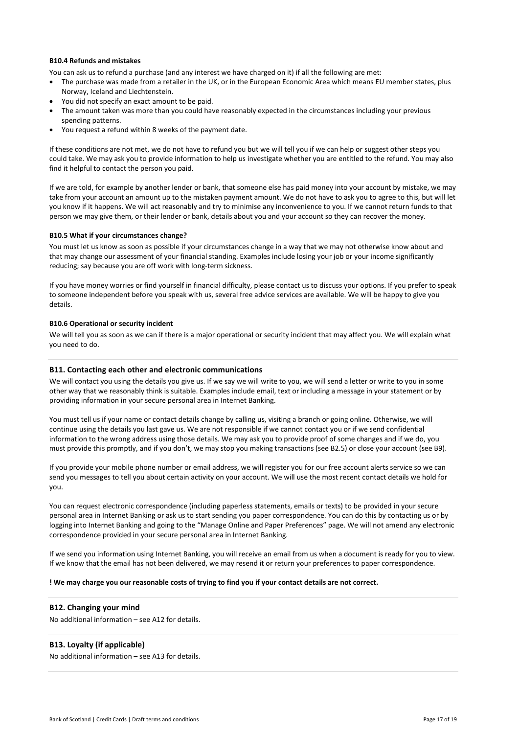#### B10.4 Refunds and mistakes

You can ask us to refund a purchase (and any interest we have charged on it) if all the following are met:

- The purchase was made from a retailer in the UK, or in the European Economic Area which means EU member states, plus Norway, Iceland and Liechtenstein.
- You did not specify an exact amount to be paid.
- The amount taken was more than you could have reasonably expected in the circumstances including your previous spending patterns.
- You request a refund within 8 weeks of the payment date.

If these conditions are not met, we do not have to refund you but we will tell you if we can help or suggest other steps you could take. We may ask you to provide information to help us investigate whether you are entitled to the refund. You may also find it helpful to contact the person you paid.

If we are told, for example by another lender or bank, that someone else has paid money into your account by mistake, we may take from your account an amount up to the mistaken payment amount. We do not have to ask you to agree to this, but will let you know if it happens. We will act reasonably and try to minimise any inconvenience to you. If we cannot return funds to that person we may give them, or their lender or bank, details about you and your account so they can recover the money.

#### B10.5 What if your circumstances change?

You must let us know as soon as possible if your circumstances change in a way that we may not otherwise know about and that may change our assessment of your financial standing. Examples include losing your job or your income significantly reducing; say because you are off work with long-term sickness.

If you have money worries or find yourself in financial difficulty, please contact us to discuss your options. If you prefer to speak to someone independent before you speak with us, several free advice services are available. We will be happy to give you details.

#### B10.6 Operational or security incident

We will tell you as soon as we can if there is a major operational or security incident that may affect you. We will explain what you need to do.

### B11. Contacting each other and electronic communications

We will contact you using the details you give us. If we say we will write to you, we will send a letter or write to you in some other way that we reasonably think is suitable. Examples include email, text or including a message in your statement or by providing information in your secure personal area in Internet Banking.

You must tell us if your name or contact details change by calling us, visiting a branch or going online. Otherwise, we will continue using the details you last gave us. We are not responsible if we cannot contact you or if we send confidential information to the wrong address using those details. We may ask you to provide proof of some changes and if we do, you must provide this promptly, and if you don't, we may stop you making transactions (see B2.5) or close your account (see B9).

If you provide your mobile phone number or email address, we will register you for our free account alerts service so we can send you messages to tell you about certain activity on your account. We will use the most recent contact details we hold for you.

You can request electronic correspondence (including paperless statements, emails or texts) to be provided in your secure personal area in Internet Banking or ask us to start sending you paper correspondence. You can do this by contacting us or by logging into Internet Banking and going to the "Manage Online and Paper Preferences" page. We will not amend any electronic correspondence provided in your secure personal area in Internet Banking.

If we send you information using Internet Banking, you will receive an email from us when a document is ready for you to view. If we know that the email has not been delivered, we may resend it or return your preferences to paper correspondence.

**! We may charge you our reasonable costs of trying to find you if your contact details are not correct.**

### B12. Changing your mind

No additional information – see A12 for details.

### B13. Loyalty (if applicable)

No additional information – see A13 for details.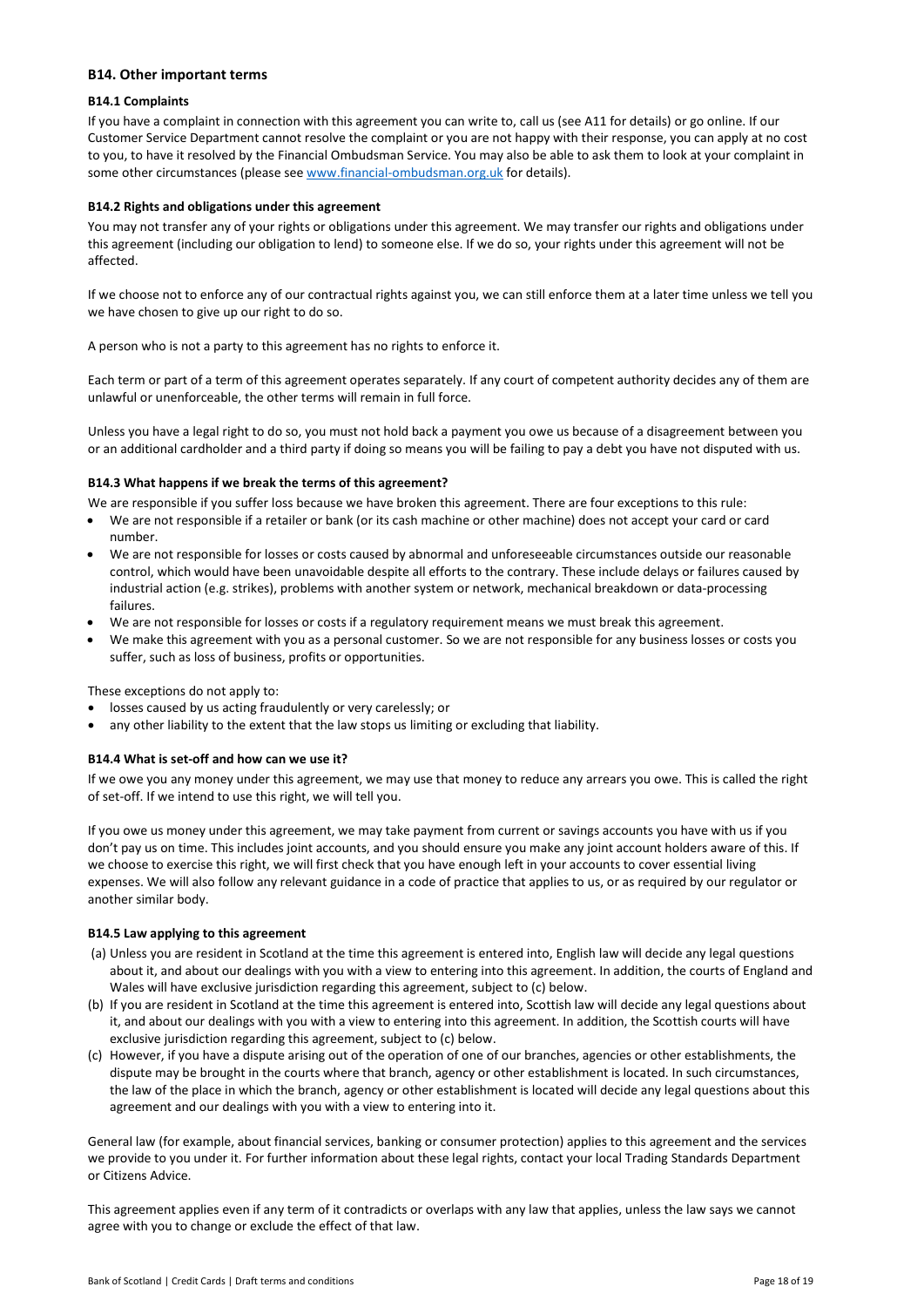## B14. Other important terms

### B14.1 Complaints

If you have a complaint in connection with this agreement you can write to, call us (see A11 for details) or go online. If our Customer Service Department cannot resolve the complaint or you are not happy with their response, you can apply at no cost to you, to have it resolved by the Financial Ombudsman Service. You may also be able to ask them to look at your complaint in some other circumstances (please see www.financial-ombudsman.org.uk for details).

### B14.2 Rights and obligations under this agreement

You may not transfer any of your rights or obligations under this agreement. We may transfer our rights and obligations under this agreement (including our obligation to lend) to someone else. If we do so, your rights under this agreement will not be affected.

If we choose not to enforce any of our contractual rights against you, we can still enforce them at a later time unless we tell you we have chosen to give up our right to do so.

A person who is not a party to this agreement has no rights to enforce it.

Each term or part of a term of this agreement operates separately. If any court of competent authority decides any of them are unlawful or unenforceable, the other terms will remain in full force.

Unless you have a legal right to do so, you must not hold back a payment you owe us because of a disagreement between you or an additional cardholder and a third party if doing so means you will be failing to pay a debt you have not disputed with us.

### B14.3 What happens if we break the terms of this agreement?

We are responsible if you suffer loss because we have broken this agreement. There are four exceptions to this rule:

- We are not responsible if a retailer or bank (or its cash machine or other machine) does not accept your card or card number.
- We are not responsible for losses or costs caused by abnormal and unforeseeable circumstances outside our reasonable control, which would have been unavoidable despite all efforts to the contrary. These include delays or failures caused by industrial action (e.g. strikes), problems with another system or network, mechanical breakdown or data-processing failures.
- We are not responsible for losses or costs if a regulatory requirement means we must break this agreement.
- We make this agreement with you as a personal customer. So we are not responsible for any business losses or costs you suffer, such as loss of business, profits or opportunities.

These exceptions do not apply to:

- losses caused by us acting fraudulently or very carelessly; or
- any other liability to the extent that the law stops us limiting or excluding that liability.

### B14.4 What is set-off and how can we use it?

If we owe you any money under this agreement, we may use that money to reduce any arrears you owe. This is called the right of set-off. If we intend to use this right, we will tell you.

If you owe us money under this agreement, we may take payment from current or savings accounts you have with us if you don't pay us on time. This includes joint accounts, and you should ensure you make any joint account holders aware of this. If we choose to exercise this right, we will first check that you have enough left in your accounts to cover essential living expenses. We will also follow any relevant guidance in a code of practice that applies to us, or as required by our regulator or another similar body.

### B14.5 Law applying to this agreement

(a) Unless you are resident in Scotland at the time this agreement is entered into, English law will decide any legal questions about it, and about our dealings with you with a view to entering into this agreement. In addition, the courts of England and Wales will have exclusive jurisdiction regarding this agreement, subject to (c) below.

(b) If you are resident in Scotland at the time this agreement is entered into, Scottish law will decide any legal questions about it, and about our dealings with you with a view to entering into this agreement. In addition, the Scottish courts will have exclusive jurisdiction regarding this agreement, subject to (c) below.

(c) However, if you have a dispute arising out of the operation of one of our branches, agencies or other establishments, the dispute may be brought in the courts where that branch, agency or other establishment is located. In such circumstances, the law of the place in which the branch, agency or other establishment is located will decide any legal questions about this agreement and our dealings with you with a view to entering into it.

General law (for example, about financial services, banking or consumer protection) applies to this agreement and the services we provide to you under it. For further information about these legal rights, contact your local Trading Standards Department or Citizens Advice.

This agreement applies even if any term of it contradicts or overlaps with any law that applies, unless the law says we cannot agree with you to change or exclude the effect of that law.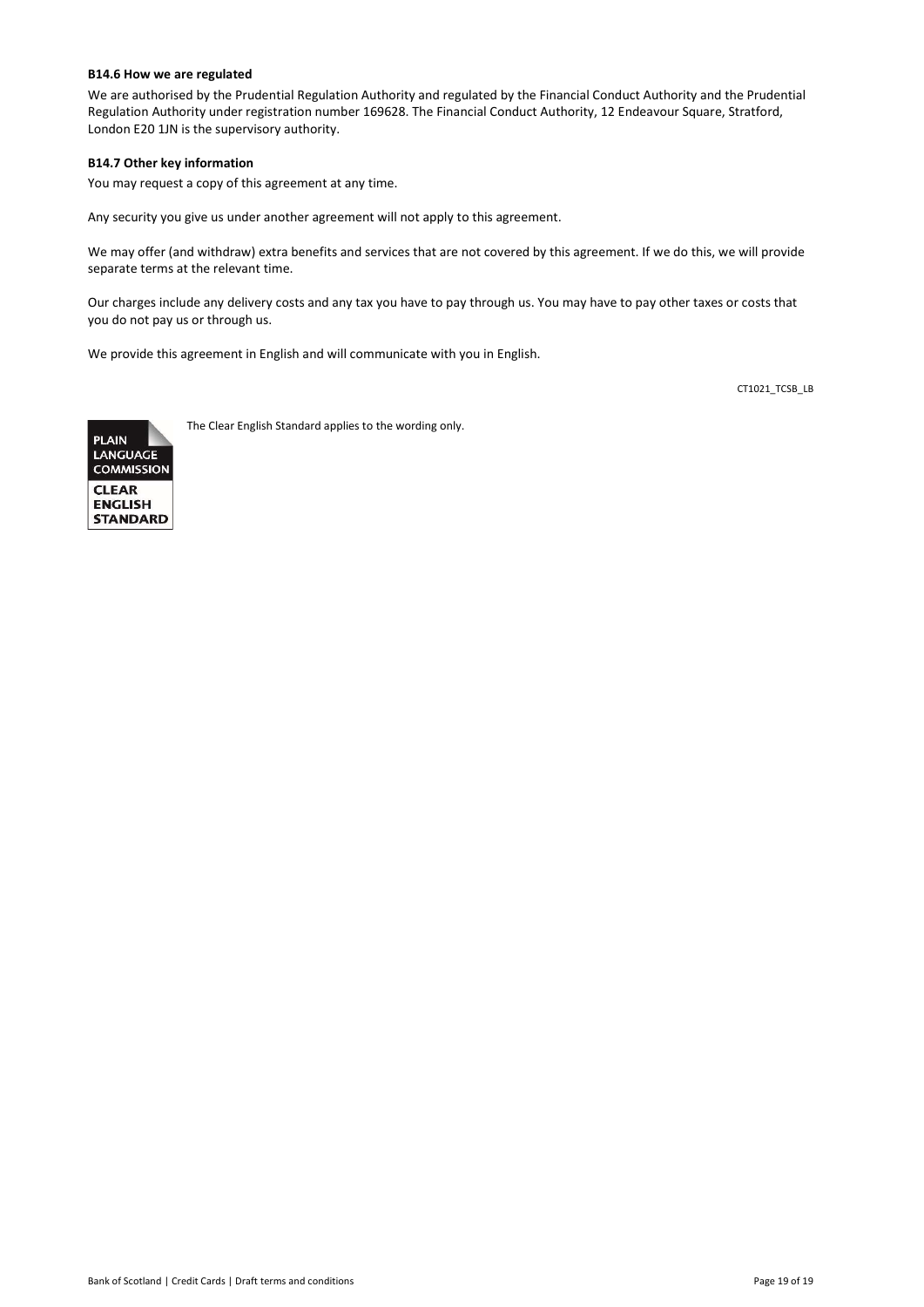**B14.6 How we are regulated**

We are authorised by the Prudential Regulation Authority and regulated by the Financial Conduct Authority and the Prudential Regulation Authority under registration number 169628. The Financial Conduct Authority, 12 Endeavour Square, Stratford, London E20 1JN is the supervisory authority.

**B14.7 Other key information**

You may request a copy of this agreement at any time.

Any security you give us under another agreement will not apply to this agreement.

We may offer (and withdraw) extra benefits and services that are not covered by this agreement. If we do this, we will provide separate terms at the relevant time.

Our charges include any delivery costs and any tax you have to pay through us. You may have to pay other taxes or costs that you do not pay us or through us.

We provide this agreement in English and will communicate with you in English.

CT1021_TCSB_LB

PLAIN LANGUAGE COMMISSION CLEAR ENGLISH STANDARD

The Clear English Standard applies to the wording only.